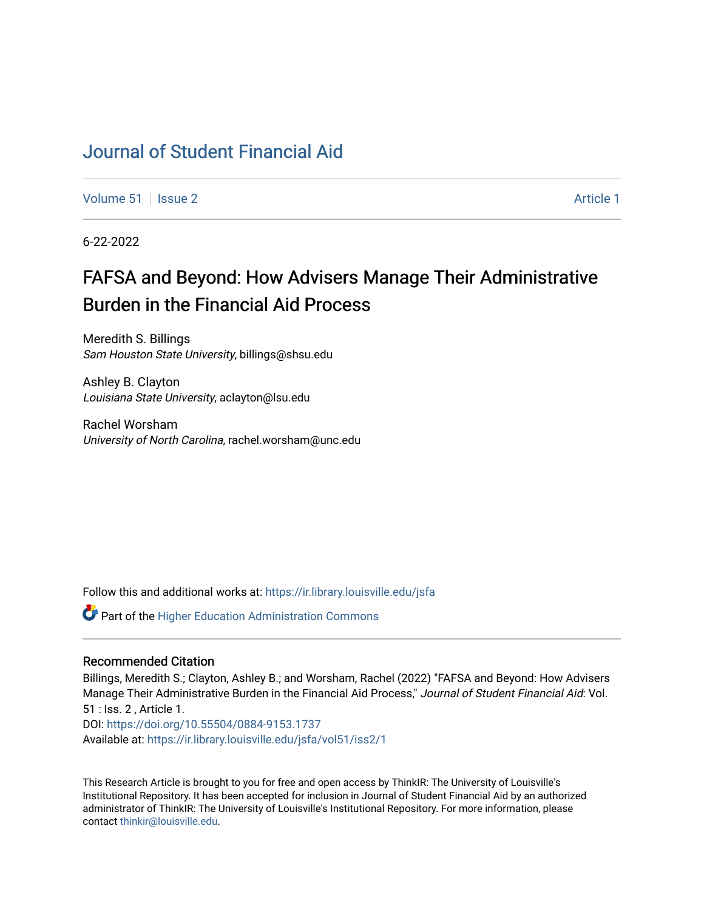# Journal of Student Financial Aid

Volume 51 | Issue 2 | Article 1

6-22-2022

## FAFSA and Beyond: How Advisers Manage Their Administrative Burden in the Financial Aid Process

Meredith S. Billings
*Sam Houston State University*, billings@shsu.edu

Ashley B. Clayton
*Louisiana State University*, aclayton@lsu.edu

Rachel Worsham
*University of North Carolina*, rachel.worsham@unc.edu

Follow this and additional works at: https://ir.library.louisville.edu/jsfa

Part of the Higher Education Administration Commons

### Recommended Citation

Billings, Meredith S.; Clayton, Ashley B.; and Worsham, Rachel (2022) "FAFSA and Beyond: How Advisers Manage Their Administrative Burden in the Financial Aid Process," *Journal of Student Financial Aid*: Vol. 51 : Iss. 2 , Article 1.
DOI: https://doi.org/10.55504/0884-9153.1737
Available at: https://ir.library.louisville.edu/jsfa/vol51/iss2/1

This Research Article is brought to you for free and open access by ThinkIR: The University of Louisville's Institutional Repository. It has been accepted for inclusion in Journal of Student Financial Aid by an authorized administrator of ThinkIR: The University of Louisville's Institutional Repository. For more information, please contact thinkir@louisville.edu.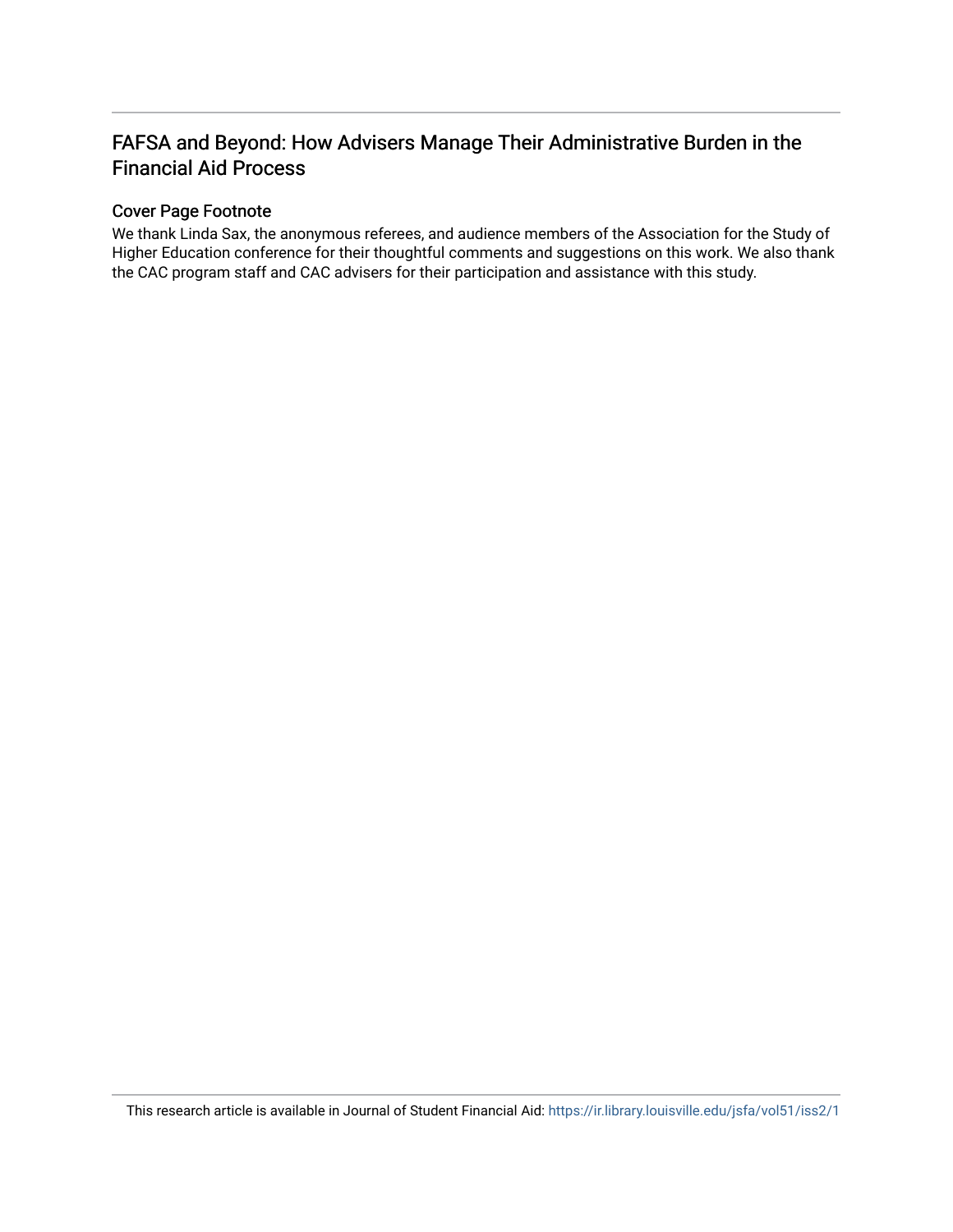# FAFSA and Beyond: How Advisers Manage Their Administrative Burden in the Financial Aid Process

## Cover Page Footnote

We thank Linda Sax, the anonymous referees, and audience members of the Association for the Study of Higher Education conference for their thoughtful comments and suggestions on this work. We also thank the CAC program staff and CAC advisers for their participation and assistance with this study.

This research article is available in Journal of Student Financial Aid: https://ir.library.louisville.edu/jsfa/vol51/iss2/1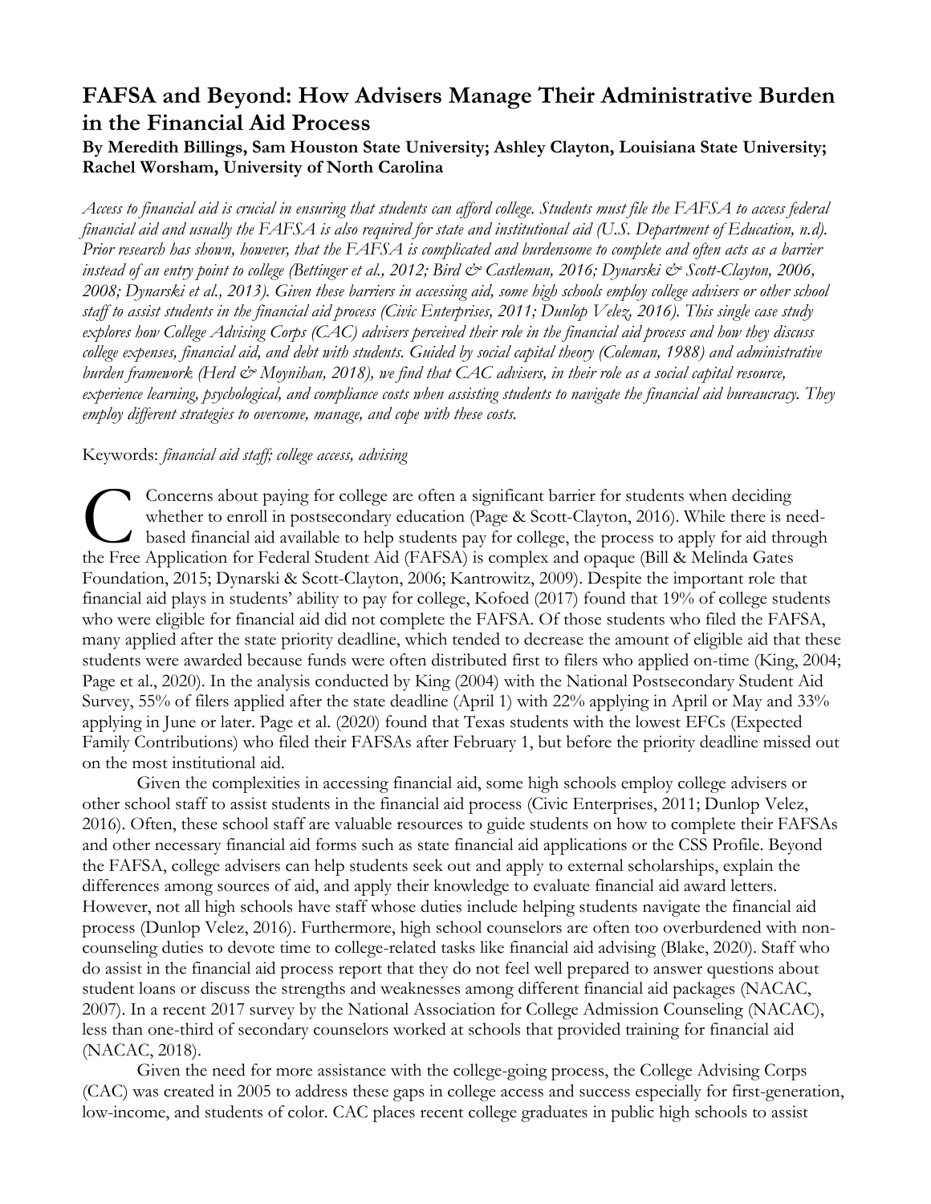# FAFSA and Beyond: How Advisers Manage Their Administrative Burden in the Financial Aid Process

**By Meredith Billings, Sam Houston State University; Ashley Clayton, Louisiana State University; Rachel Worsham, University of North Carolina**

*Access to financial aid is crucial in ensuring that students can afford college. Students must file the FAFSA to access federal financial aid and usually the FAFSA is also required for state and institutional aid (U.S. Department of Education, n.d). Prior research has shown, however, that the FAFSA is complicated and burdensome to complete and often acts as a barrier instead of an entry point to college (Bettinger et al., 2012; Bird & Castleman, 2016; Dynarski & Scott-Clayton, 2006, 2008; Dynarski et al., 2013). Given these barriers in accessing aid, some high schools employ college advisers or other school staff to assist students in the financial aid process (Civic Enterprises, 2011; Dunlop Velez, 2016). This single case study explores how College Advising Corps (CAC) advisers perceived their role in the financial aid process and how they discuss college expenses, financial aid, and debt with students. Guided by social capital theory (Coleman, 1988) and administrative burden framework (Herd & Moynihan, 2018), we find that CAC advisers, in their role as a social capital resource, experience learning, psychological, and compliance costs when assisting students to navigate the financial aid bureaucracy. They employ different strategies to overcome, manage, and cope with these costs.*

Keywords: *financial aid staff; college access, advising*

Concerns about paying for college are often a significant barrier for students when deciding whether to enroll in postsecondary education (Page & Scott-Clayton, 2016). While there is need-based financial aid available to help students pay for college, the process to apply for aid through the Free Application for Federal Student Aid (FAFSA) is complex and opaque (Bill & Melinda Gates Foundation, 2015; Dynarski & Scott-Clayton, 2006; Kantrowitz, 2009). Despite the important role that financial aid plays in students' ability to pay for college, Kofoed (2017) found that 19% of college students who were eligible for financial aid did not complete the FAFSA. Of those students who filed the FAFSA, many applied after the state priority deadline, which tended to decrease the amount of eligible aid that these students were awarded because funds were often distributed first to filers who applied on-time (King, 2004; Page et al., 2020). In the analysis conducted by King (2004) with the National Postsecondary Student Aid Survey, 55% of filers applied after the state deadline (April 1) with 22% applying in April or May and 33% applying in June or later. Page et al. (2020) found that Texas students with the lowest EFCs (Expected Family Contributions) who filed their FAFSAs after February 1, but before the priority deadline missed out on the most institutional aid.

Given the complexities in accessing financial aid, some high schools employ college advisers or other school staff to assist students in the financial aid process (Civic Enterprises, 2011; Dunlop Velez, 2016). Often, these school staff are valuable resources to guide students on how to complete their FAFSAs and other necessary financial aid forms such as state financial aid applications or the CSS Profile. Beyond the FAFSA, college advisers can help students seek out and apply to external scholarships, explain the differences among sources of aid, and apply their knowledge to evaluate financial aid award letters. However, not all high schools have staff whose duties include helping students navigate the financial aid process (Dunlop Velez, 2016). Furthermore, high school counselors are often too overburdened with non-counseling duties to devote time to college-related tasks like financial aid advising (Blake, 2020). Staff who do assist in the financial aid process report that they do not feel well prepared to answer questions about student loans or discuss the strengths and weaknesses among different financial aid packages (NACAC, 2007). In a recent 2017 survey by the National Association for College Admission Counseling (NACAC), less than one-third of secondary counselors worked at schools that provided training for financial aid (NACAC, 2018).

Given the need for more assistance with the college-going process, the College Advising Corps (CAC) was created in 2005 to address these gaps in college access and success especially for first-generation, low-income, and students of color. CAC places recent college graduates in public high schools to assist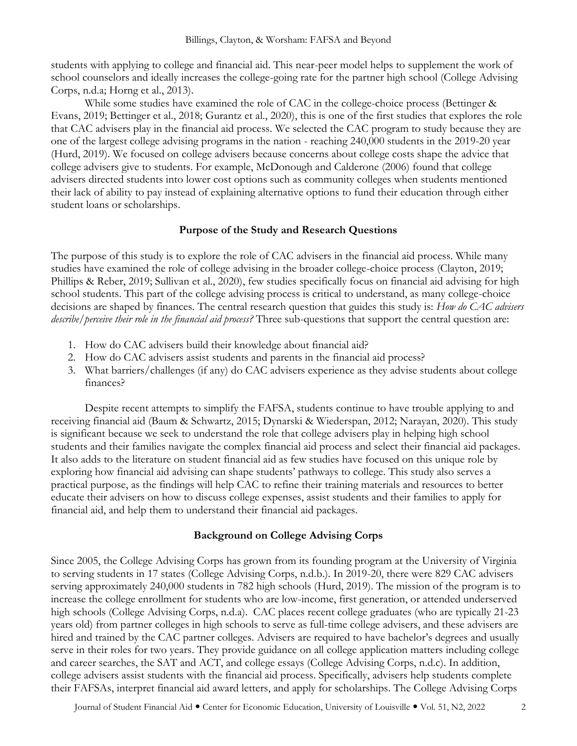students with applying to college and financial aid. This near-peer model helps to supplement the work of school counselors and ideally increases the college-going rate for the partner high school (College Advising Corps, n.d.a; Horng et al., 2013).

While some studies have examined the role of CAC in the college-choice process (Bettinger & Evans, 2019; Bettinger et al., 2018; Gurantz et al., 2020), this is one of the first studies that explores the role that CAC advisers play in the financial aid process. We selected the CAC program to study because they are one of the largest college advising programs in the nation - reaching 240,000 students in the 2019-20 year (Hurd, 2019). We focused on college advisers because concerns about college costs shape the advice that college advisers give to students. For example, McDonough and Calderone (2006) found that college advisers directed students into lower cost options such as community colleges when students mentioned their lack of ability to pay instead of explaining alternative options to fund their education through either student loans or scholarships.

## Purpose of the Study and Research Questions

The purpose of this study is to explore the role of CAC advisers in the financial aid process. While many studies have examined the role of college advising in the broader college-choice process (Clayton, 2019; Phillips & Reber, 2019; Sullivan et al., 2020), few studies specifically focus on financial aid advising for high school students. This part of the college advising process is critical to understand, as many college-choice decisions are shaped by finances. The central research question that guides this study is: *How do CAC advisers describe/perceive their role in the financial aid process?* Three sub-questions that support the central question are:

1. How do CAC advisers build their knowledge about financial aid?
2. How do CAC advisers assist students and parents in the financial aid process?
3. What barriers/challenges (if any) do CAC advisers experience as they advise students about college finances?

Despite recent attempts to simplify the FAFSA, students continue to have trouble applying to and receiving financial aid (Baum & Schwartz, 2015; Dynarski & Wiederspan, 2012; Narayan, 2020). This study is significant because we seek to understand the role that college advisers play in helping high school students and their families navigate the complex financial aid process and select their financial aid packages. It also adds to the literature on student financial aid as few studies have focused on this unique role by exploring how financial aid advising can shape students' pathways to college. This study also serves a practical purpose, as the findings will help CAC to refine their training materials and resources to better educate their advisers on how to discuss college expenses, assist students and their families to apply for financial aid, and help them to understand their financial aid packages.

## Background on College Advising Corps

Since 2005, the College Advising Corps has grown from its founding program at the University of Virginia to serving students in 17 states (College Advising Corps, n.d.b.). In 2019-20, there were 829 CAC advisers serving approximately 240,000 students in 782 high schools (Hurd, 2019). The mission of the program is to increase the college enrollment for students who are low-income, first generation, or attended underserved high schools (College Advising Corps, n.d.a). CAC places recent college graduates (who are typically 21-23 years old) from partner colleges in high schools to serve as full-time college advisers, and these advisers are hired and trained by the CAC partner colleges. Advisers are required to have bachelor's degrees and usually serve in their roles for two years. They provide guidance on all college application matters including college and career searches, the SAT and ACT, and college essays (College Advising Corps, n.d.c). In addition, college advisers assist students with the financial aid process. Specifically, advisers help students complete their FAFSAs, interpret financial aid award letters, and apply for scholarships. The College Advising Corps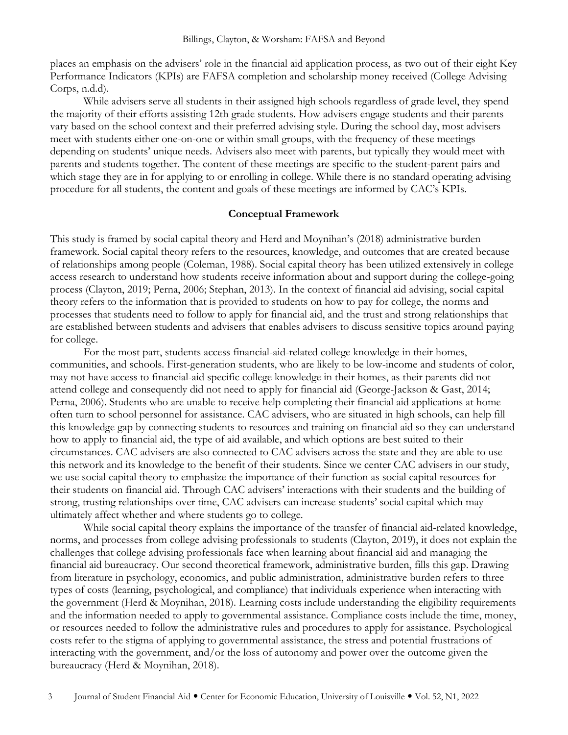places an emphasis on the advisers' role in the financial aid application process, as two out of their eight Key Performance Indicators (KPIs) are FAFSA completion and scholarship money received (College Advising Corps, n.d.d).

While advisers serve all students in their assigned high schools regardless of grade level, they spend the majority of their efforts assisting 12th grade students. How advisers engage students and their parents vary based on the school context and their preferred advising style. During the school day, most advisers meet with students either one-on-one or within small groups, with the frequency of these meetings depending on students' unique needs. Advisers also meet with parents, but typically they would meet with parents and students together. The content of these meetings are specific to the student-parent pairs and which stage they are in for applying to or enrolling in college. While there is no standard operating advising procedure for all students, the content and goals of these meetings are informed by CAC's KPIs.

## Conceptual Framework

This study is framed by social capital theory and Herd and Moynihan's (2018) administrative burden framework. Social capital theory refers to the resources, knowledge, and outcomes that are created because of relationships among people (Coleman, 1988). Social capital theory has been utilized extensively in college access research to understand how students receive information about and support during the college-going process (Clayton, 2019; Perna, 2006; Stephan, 2013). In the context of financial aid advising, social capital theory refers to the information that is provided to students on how to pay for college, the norms and processes that students need to follow to apply for financial aid, and the trust and strong relationships that are established between students and advisers that enables advisers to discuss sensitive topics around paying for college.

For the most part, students access financial-aid-related college knowledge in their homes, communities, and schools. First-generation students, who are likely to be low-income and students of color, may not have access to financial-aid specific college knowledge in their homes, as their parents did not attend college and consequently did not need to apply for financial aid (George-Jackson & Gast, 2014; Perna, 2006). Students who are unable to receive help completing their financial aid applications at home often turn to school personnel for assistance. CAC advisers, who are situated in high schools, can help fill this knowledge gap by connecting students to resources and training on financial aid so they can understand how to apply to financial aid, the type of aid available, and which options are best suited to their circumstances. CAC advisers are also connected to CAC advisers across the state and they are able to use this network and its knowledge to the benefit of their students. Since we center CAC advisers in our study, we use social capital theory to emphasize the importance of their function as social capital resources for their students on financial aid. Through CAC advisers' interactions with their students and the building of strong, trusting relationships over time, CAC advisers can increase students' social capital which may ultimately affect whether and where students go to college.

While social capital theory explains the importance of the transfer of financial aid-related knowledge, norms, and processes from college advising professionals to students (Clayton, 2019), it does not explain the challenges that college advising professionals face when learning about financial aid and managing the financial aid bureaucracy. Our second theoretical framework, administrative burden, fills this gap. Drawing from literature in psychology, economics, and public administration, administrative burden refers to three types of costs (learning, psychological, and compliance) that individuals experience when interacting with the government (Herd & Moynihan, 2018). Learning costs include understanding the eligibility requirements and the information needed to apply to governmental assistance. Compliance costs include the time, money, or resources needed to follow the administrative rules and procedures to apply for assistance. Psychological costs refer to the stigma of applying to governmental assistance, the stress and potential frustrations of interacting with the government, and/or the loss of autonomy and power over the outcome given the bureaucracy (Herd & Moynihan, 2018).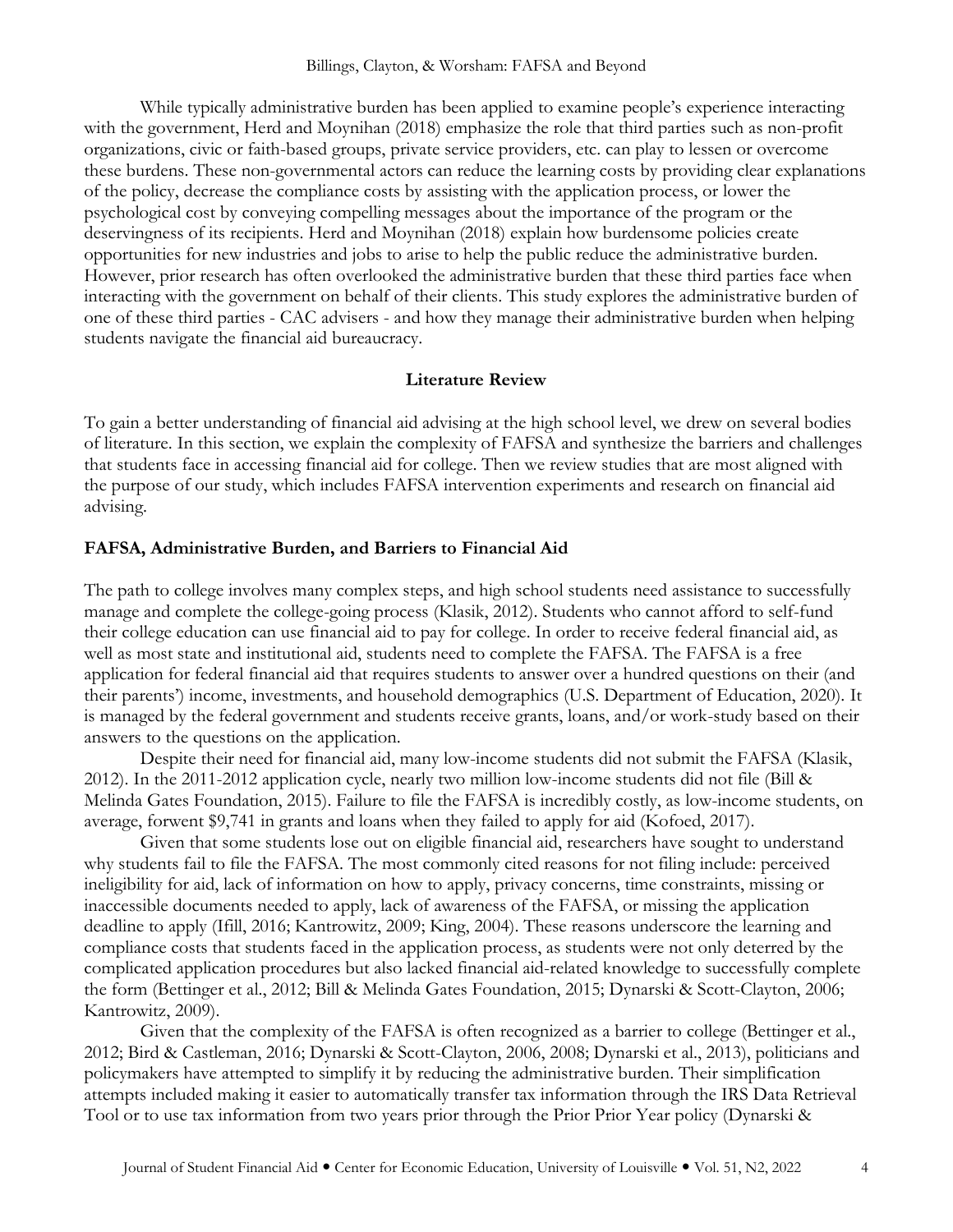While typically administrative burden has been applied to examine people's experience interacting with the government, Herd and Moynihan (2018) emphasize the role that third parties such as non-profit organizations, civic or faith-based groups, private service providers, etc. can play to lessen or overcome these burdens. These non-governmental actors can reduce the learning costs by providing clear explanations of the policy, decrease the compliance costs by assisting with the application process, or lower the psychological cost by conveying compelling messages about the importance of the program or the deservingness of its recipients. Herd and Moynihan (2018) explain how burdensome policies create opportunities for new industries and jobs to arise to help the public reduce the administrative burden. However, prior research has often overlooked the administrative burden that these third parties face when interacting with the government on behalf of their clients. This study explores the administrative burden of one of these third parties - CAC advisers - and how they manage their administrative burden when helping students navigate the financial aid bureaucracy.

## Literature Review

To gain a better understanding of financial aid advising at the high school level, we drew on several bodies of literature. In this section, we explain the complexity of FAFSA and synthesize the barriers and challenges that students face in accessing financial aid for college. Then we review studies that are most aligned with the purpose of our study, which includes FAFSA intervention experiments and research on financial aid advising.

### FAFSA, Administrative Burden, and Barriers to Financial Aid

The path to college involves many complex steps, and high school students need assistance to successfully manage and complete the college-going process (Klasik, 2012). Students who cannot afford to self-fund their college education can use financial aid to pay for college. In order to receive federal financial aid, as well as most state and institutional aid, students need to complete the FAFSA. The FAFSA is a free application for federal financial aid that requires students to answer over a hundred questions on their (and their parents') income, investments, and household demographics (U.S. Department of Education, 2020). It is managed by the federal government and students receive grants, loans, and/or work-study based on their answers to the questions on the application.

Despite their need for financial aid, many low-income students did not submit the FAFSA (Klasik, 2012). In the 2011-2012 application cycle, nearly two million low-income students did not file (Bill & Melinda Gates Foundation, 2015). Failure to file the FAFSA is incredibly costly, as low-income students, on average, forwent $9,741 in grants and loans when they failed to apply for aid (Kofoed, 2017).

Given that some students lose out on eligible financial aid, researchers have sought to understand why students fail to file the FAFSA. The most commonly cited reasons for not filing include: perceived ineligibility for aid, lack of information on how to apply, privacy concerns, time constraints, missing or inaccessible documents needed to apply, lack of awareness of the FAFSA, or missing the application deadline to apply (Ifill, 2016; Kantrowitz, 2009; King, 2004). These reasons underscore the learning and compliance costs that students faced in the application process, as students were not only deterred by the complicated application procedures but also lacked financial aid-related knowledge to successfully complete the form (Bettinger et al., 2012; Bill & Melinda Gates Foundation, 2015; Dynarski & Scott-Clayton, 2006; Kantrowitz, 2009).

Given that the complexity of the FAFSA is often recognized as a barrier to college (Bettinger et al., 2012; Bird & Castleman, 2016; Dynarski & Scott-Clayton, 2006, 2008; Dynarski et al., 2013), politicians and policymakers have attempted to simplify it by reducing the administrative burden. Their simplification attempts included making it easier to automatically transfer tax information through the IRS Data Retrieval Tool or to use tax information from two years prior through the Prior Prior Year policy (Dynarski &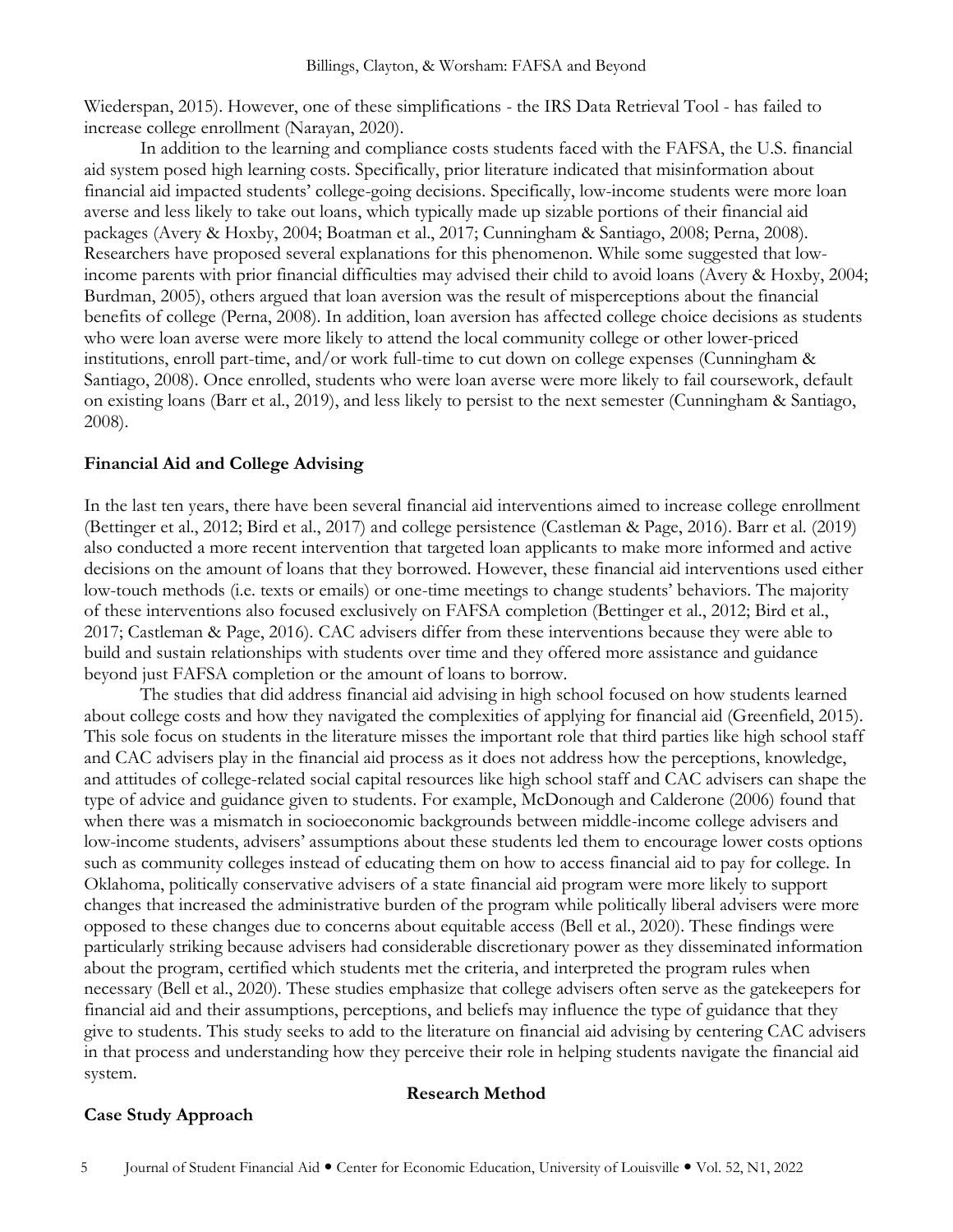Wiederspan, 2015). However, one of these simplifications - the IRS Data Retrieval Tool - has failed to increase college enrollment (Narayan, 2020).

In addition to the learning and compliance costs students faced with the FAFSA, the U.S. financial aid system posed high learning costs. Specifically, prior literature indicated that misinformation about financial aid impacted students' college-going decisions. Specifically, low-income students were more loan averse and less likely to take out loans, which typically made up sizable portions of their financial aid packages (Avery & Hoxby, 2004; Boatman et al., 2017; Cunningham & Santiago, 2008; Perna, 2008). Researchers have proposed several explanations for this phenomenon. While some suggested that low-income parents with prior financial difficulties may advised their child to avoid loans (Avery & Hoxby, 2004; Burdman, 2005), others argued that loan aversion was the result of misperceptions about the financial benefits of college (Perna, 2008). In addition, loan aversion has affected college choice decisions as students who were loan averse were more likely to attend the local community college or other lower-priced institutions, enroll part-time, and/or work full-time to cut down on college expenses (Cunningham & Santiago, 2008). Once enrolled, students who were loan averse were more likely to fail coursework, default on existing loans (Barr et al., 2019), and less likely to persist to the next semester (Cunningham & Santiago, 2008).

## Financial Aid and College Advising

In the last ten years, there have been several financial aid interventions aimed to increase college enrollment (Bettinger et al., 2012; Bird et al., 2017) and college persistence (Castleman & Page, 2016). Barr et al. (2019) also conducted a more recent intervention that targeted loan applicants to make more informed and active decisions on the amount of loans that they borrowed. However, these financial aid interventions used either low-touch methods (i.e. texts or emails) or one-time meetings to change students' behaviors. The majority of these interventions also focused exclusively on FAFSA completion (Bettinger et al., 2012; Bird et al., 2017; Castleman & Page, 2016). CAC advisers differ from these interventions because they were able to build and sustain relationships with students over time and they offered more assistance and guidance beyond just FAFSA completion or the amount of loans to borrow.

The studies that did address financial aid advising in high school focused on how students learned about college costs and how they navigated the complexities of applying for financial aid (Greenfield, 2015). This sole focus on students in the literature misses the important role that third parties like high school staff and CAC advisers play in the financial aid process as it does not address how the perceptions, knowledge, and attitudes of college-related social capital resources like high school staff and CAC advisers can shape the type of advice and guidance given to students. For example, McDonough and Calderone (2006) found that when there was a mismatch in socioeconomic backgrounds between middle-income college advisers and low-income students, advisers' assumptions about these students led them to encourage lower costs options such as community colleges instead of educating them on how to access financial aid to pay for college. In Oklahoma, politically conservative advisers of a state financial aid program were more likely to support changes that increased the administrative burden of the program while politically liberal advisers were more opposed to these changes due to concerns about equitable access (Bell et al., 2020). These findings were particularly striking because advisers had considerable discretionary power as they disseminated information about the program, certified which students met the criteria, and interpreted the program rules when necessary (Bell et al., 2020). These studies emphasize that college advisers often serve as the gatekeepers for financial aid and their assumptions, perceptions, and beliefs may influence the type of guidance that they give to students. This study seeks to add to the literature on financial aid advising by centering CAC advisers in that process and understanding how they perceive their role in helping students navigate the financial aid system.

# Research Method

## Case Study Approach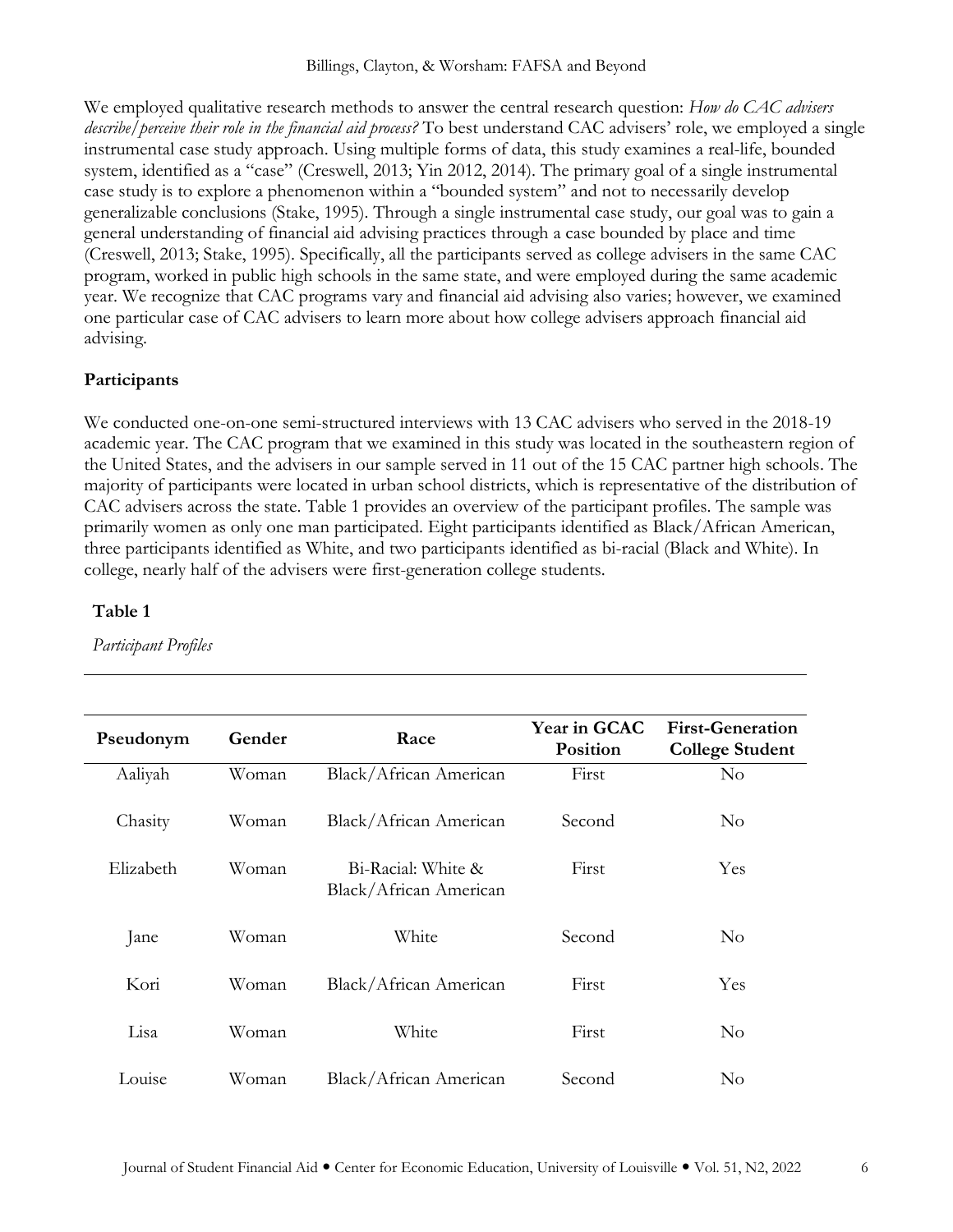We employed qualitative research methods to answer the central research question: *How do CAC advisers describe/perceive their role in the financial aid process?* To best understand CAC advisers' role, we employed a single instrumental case study approach. Using multiple forms of data, this study examines a real-life, bounded system, identified as a "case" (Creswell, 2013; Yin 2012, 2014). The primary goal of a single instrumental case study is to explore a phenomenon within a "bounded system" and not to necessarily develop generalizable conclusions (Stake, 1995). Through a single instrumental case study, our goal was to gain a general understanding of financial aid advising practices through a case bounded by place and time (Creswell, 2013; Stake, 1995). Specifically, all the participants served as college advisers in the same CAC program, worked in public high schools in the same state, and were employed during the same academic year. We recognize that CAC programs vary and financial aid advising also varies; however, we examined one particular case of CAC advisers to learn more about how college advisers approach financial aid advising.

## Participants

We conducted one-on-one semi-structured interviews with 13 CAC advisers who served in the 2018-19 academic year. The CAC program that we examined in this study was located in the southeastern region of the United States, and the advisers in our sample served in 11 out of the 15 CAC partner high schools. The majority of participants were located in urban school districts, which is representative of the distribution of CAC advisers across the state. Table 1 provides an overview of the participant profiles. The sample was primarily women as only one man participated. Eight participants identified as Black/African American, three participants identified as White, and two participants identified as bi-racial (Black and White). In college, nearly half of the advisers were first-generation college students.

**Table 1**

*Participant Profiles*

| Pseudonym | Gender | Race | Year in GCAC Position | First-Generation College Student |
|---|---|---|---|---|
| Aaliyah | Woman | Black/African American | First | No |
| Chasity | Woman | Black/African American | Second | No |
| Elizabeth | Woman | Bi-Racial: White & Black/African American | First | Yes |
| Jane | Woman | White | Second | No |
| Kori | Woman | Black/African American | First | Yes |
| Lisa | Woman | White | First | No |
| Louise | Woman | Black/African American | Second | No |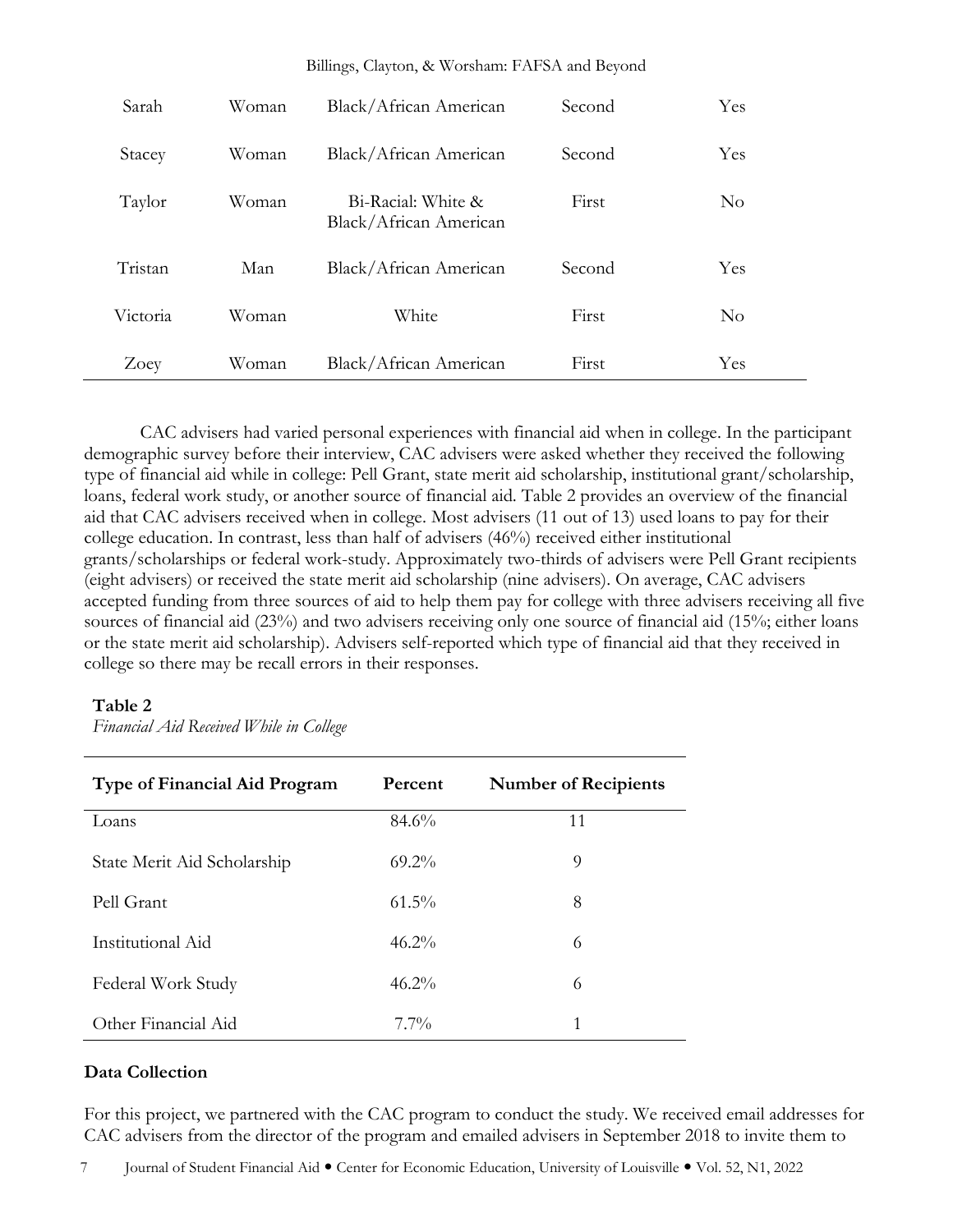| Sarah | Woman | Black/African American | Second | Yes |
|---|---|---|---|---|
| Stacey | Woman | Black/African American | Second | Yes |
| Taylor | Woman | Bi-Racial: White & Black/African American | First | No |
| Tristan | Man | Black/African American | Second | Yes |
| Victoria | Woman | White | First | No |
| Zoey | Woman | Black/African American | First | Yes |

CAC advisers had varied personal experiences with financial aid when in college. In the participant demographic survey before their interview, CAC advisers were asked whether they received the following type of financial aid while in college: Pell Grant, state merit aid scholarship, institutional grant/scholarship, loans, federal work study, or another source of financial aid. Table 2 provides an overview of the financial aid that CAC advisers received when in college. Most advisers (11 out of 13) used loans to pay for their college education. In contrast, less than half of advisers (46%) received either institutional grants/scholarships or federal work-study. Approximately two-thirds of advisers were Pell Grant recipients (eight advisers) or received the state merit aid scholarship (nine advisers). On average, CAC advisers accepted funding from three sources of aid to help them pay for college with three advisers receiving all five sources of financial aid (23%) and two advisers receiving only one source of financial aid (15%; either loans or the state merit aid scholarship). Advisers self-reported which type of financial aid that they received in college so there may be recall errors in their responses.

**Table 2**
*Financial Aid Received While in College*

| Type of Financial Aid Program | Percent | Number of Recipients |
|---|---|---|
| Loans | 84.6% | 11 |
| State Merit Aid Scholarship | 69.2% | 9 |
| Pell Grant | 61.5% | 8 |
| Institutional Aid | 46.2% | 6 |
| Federal Work Study | 46.2% | 6 |
| Other Financial Aid | 7.7% | 1 |

### Data Collection

For this project, we partnered with the CAC program to conduct the study. We received email addresses for CAC advisers from the director of the program and emailed advisers in September 2018 to invite them to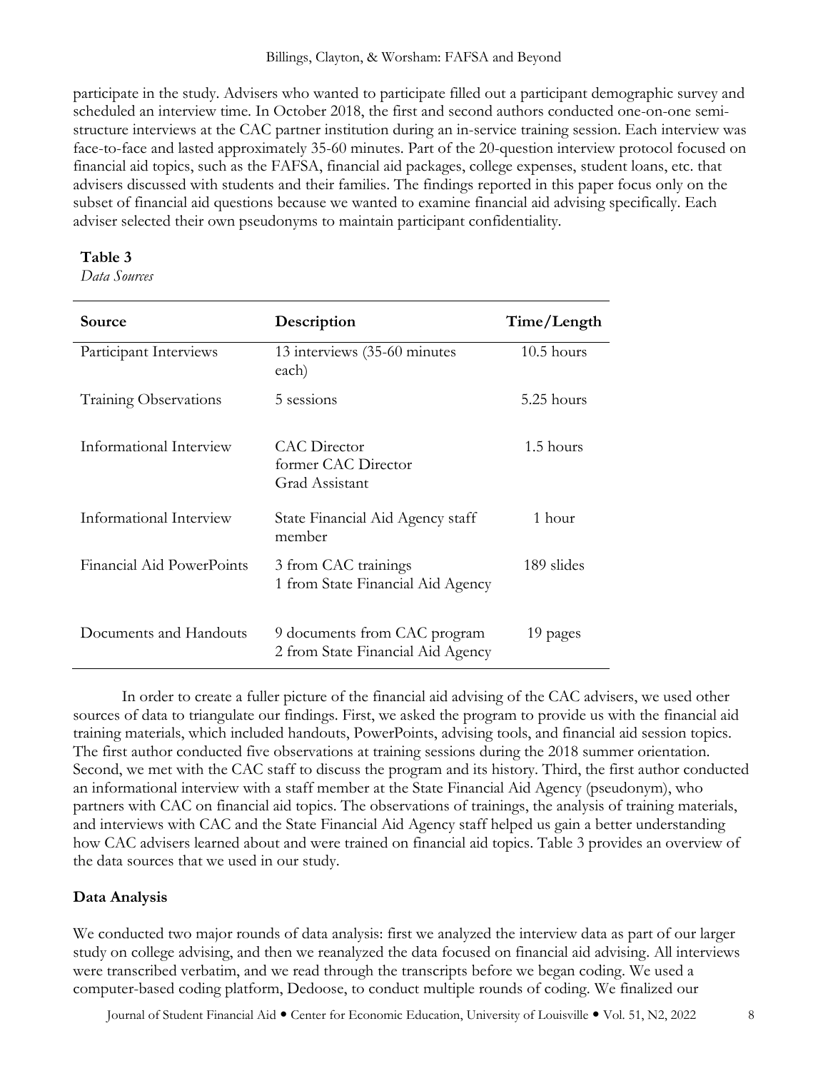participate in the study. Advisers who wanted to participate filled out a participant demographic survey and scheduled an interview time. In October 2018, the first and second authors conducted one-on-one semi-structure interviews at the CAC partner institution during an in-service training session. Each interview was face-to-face and lasted approximately 35-60 minutes. Part of the 20-question interview protocol focused on financial aid topics, such as the FAFSA, financial aid packages, college expenses, student loans, etc. that advisers discussed with students and their families. The findings reported in this paper focus only on the subset of financial aid questions because we wanted to examine financial aid advising specifically. Each adviser selected their own pseudonyms to maintain participant confidentiality.

**Table 3**
*Data Sources*

| Source | Description | Time/Length |
|---|---|---|
| Participant Interviews | 13 interviews (35-60 minutes each) | 10.5 hours |
| Training Observations | 5 sessions | 5.25 hours |
| Informational Interview | CAC Director<br>former CAC Director<br>Grad Assistant | 1.5 hours |
| Informational Interview | State Financial Aid Agency staff member | 1 hour |
| Financial Aid PowerPoints | 3 from CAC trainings<br>1 from State Financial Aid Agency | 189 slides |
| Documents and Handouts | 9 documents from CAC program<br>2 from State Financial Aid Agency | 19 pages |

In order to create a fuller picture of the financial aid advising of the CAC advisers, we used other sources of data to triangulate our findings. First, we asked the program to provide us with the financial aid training materials, which included handouts, PowerPoints, advising tools, and financial aid session topics. The first author conducted five observations at training sessions during the 2018 summer orientation. Second, we met with the CAC staff to discuss the program and its history. Third, the first author conducted an informational interview with a staff member at the State Financial Aid Agency (pseudonym), who partners with CAC on financial aid topics. The observations of trainings, the analysis of training materials, and interviews with CAC and the State Financial Aid Agency staff helped us gain a better understanding how CAC advisers learned about and were trained on financial aid topics. Table 3 provides an overview of the data sources that we used in our study.

**Data Analysis**

We conducted two major rounds of data analysis: first we analyzed the interview data as part of our larger study on college advising, and then we reanalyzed the data focused on financial aid advising. All interviews were transcribed verbatim, and we read through the transcripts before we began coding. We used a computer-based coding platform, Dedoose, to conduct multiple rounds of coding. We finalized our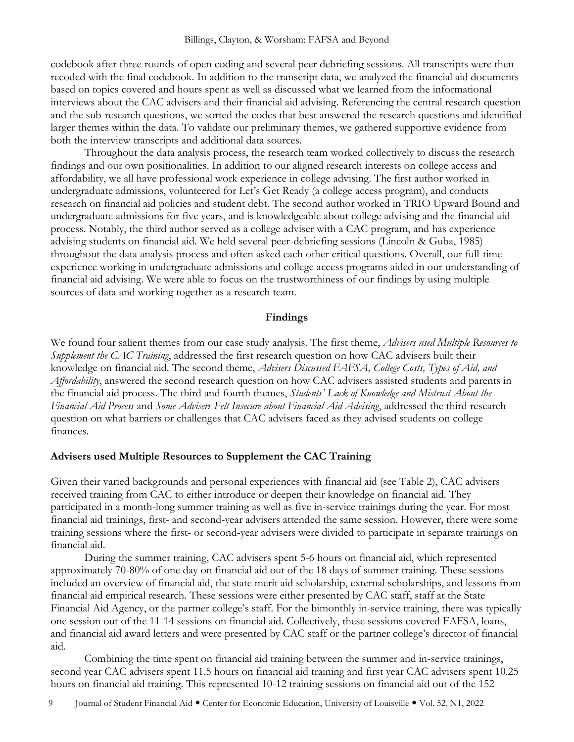codebook after three rounds of open coding and several peer debriefing sessions. All transcripts were then recoded with the final codebook. In addition to the transcript data, we analyzed the financial aid documents based on topics covered and hours spent as well as discussed what we learned from the informational interviews about the CAC advisers and their financial aid advising. Referencing the central research question and the sub-research questions, we sorted the codes that best answered the research questions and identified larger themes within the data. To validate our preliminary themes, we gathered supportive evidence from both the interview transcripts and additional data sources.

Throughout the data analysis process, the research team worked collectively to discuss the research findings and our own positionalities. In addition to our aligned research interests on college access and affordability, we all have professional work experience in college advising. The first author worked in undergraduate admissions, volunteered for Let's Get Ready (a college access program), and conducts research on financial aid policies and student debt. The second author worked in TRIO Upward Bound and undergraduate admissions for five years, and is knowledgeable about college advising and the financial aid process. Notably, the third author served as a college adviser with a CAC program, and has experience advising students on financial aid. We held several peer-debriefing sessions (Lincoln & Guba, 1985) throughout the data analysis process and often asked each other critical questions. Overall, our full-time experience working in undergraduate admissions and college access programs aided in our understanding of financial aid advising. We were able to focus on the trustworthiness of our findings by using multiple sources of data and working together as a research team.

## Findings

We found four salient themes from our case study analysis. The first theme, *Advisers used Multiple Resources to Supplement the CAC Training*, addressed the first research question on how CAC advisers built their knowledge on financial aid. The second theme, *Advisers Discussed FAFSA, College Costs, Types of Aid, and Affordability*, answered the second research question on how CAC advisers assisted students and parents in the financial aid process. The third and fourth themes, *Students' Lack of Knowledge and Mistrust About the Financial Aid Process* and *Some Advisers Felt Insecure about Financial Aid Advising*, addressed the third research question on what barriers or challenges that CAC advisers faced as they advised students on college finances.

### Advisers used Multiple Resources to Supplement the CAC Training

Given their varied backgrounds and personal experiences with financial aid (see Table 2), CAC advisers received training from CAC to either introduce or deepen their knowledge on financial aid. They participated in a month-long summer training as well as five in-service trainings during the year. For most financial aid trainings, first- and second-year advisers attended the same session. However, there were some training sessions where the first- or second-year advisers were divided to participate in separate trainings on financial aid.

During the summer training, CAC advisers spent 5-6 hours on financial aid, which represented approximately 70-80% of one day on financial aid out of the 18 days of summer training. These sessions included an overview of financial aid, the state merit aid scholarship, external scholarships, and lessons from financial aid empirical research. These sessions were either presented by CAC staff, staff at the State Financial Aid Agency, or the partner college's staff. For the bimonthly in-service training, there was typically one session out of the 11-14 sessions on financial aid. Collectively, these sessions covered FAFSA, loans, and financial aid award letters and were presented by CAC staff or the partner college's director of financial aid.

Combining the time spent on financial aid training between the summer and in-service trainings, second year CAC advisers spent 11.5 hours on financial aid training and first year CAC advisers spent 10.25 hours on financial aid training. This represented 10-12 training sessions on financial aid out of the 152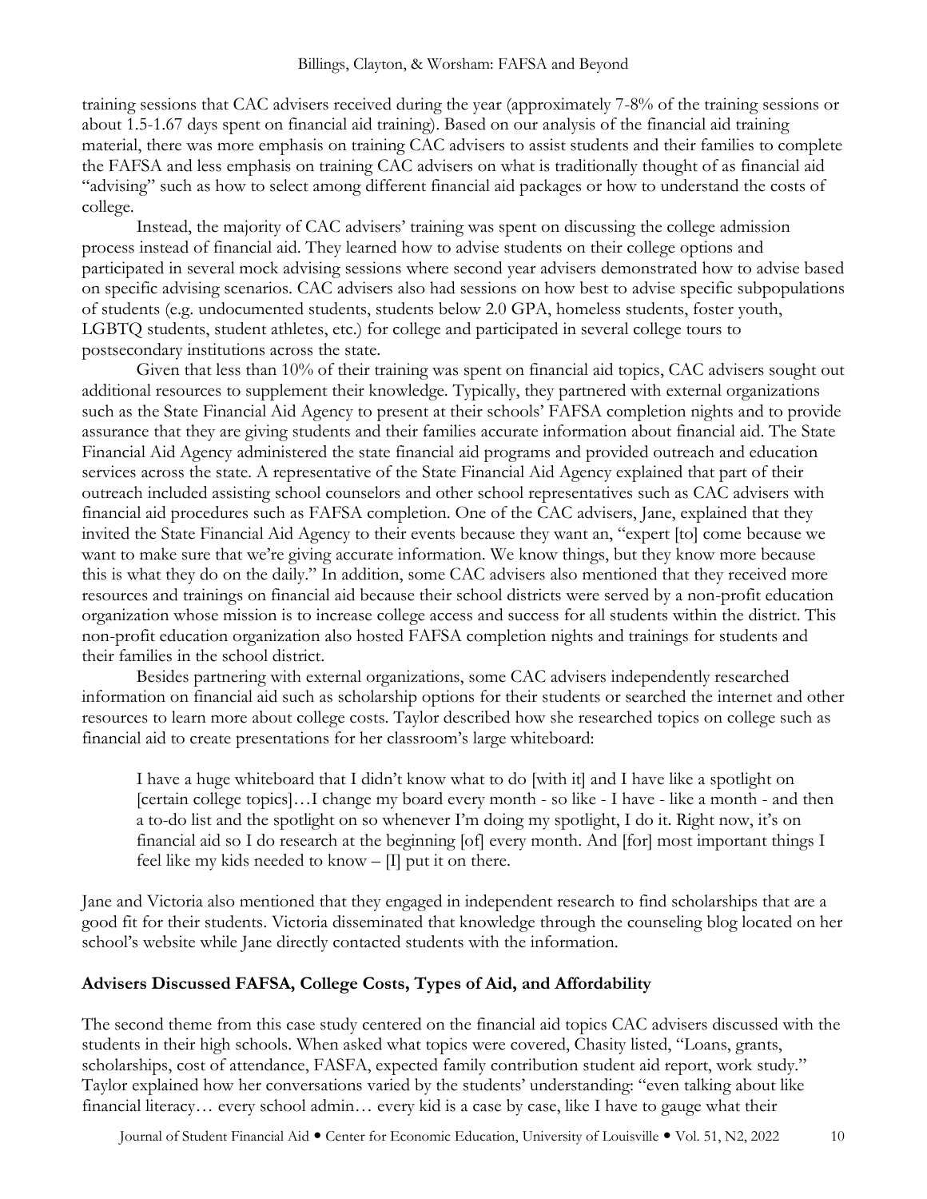training sessions that CAC advisers received during the year (approximately 7-8% of the training sessions or about 1.5-1.67 days spent on financial aid training). Based on our analysis of the financial aid training material, there was more emphasis on training CAC advisers to assist students and their families to complete the FAFSA and less emphasis on training CAC advisers on what is traditionally thought of as financial aid "advising" such as how to select among different financial aid packages or how to understand the costs of college.

Instead, the majority of CAC advisers' training was spent on discussing the college admission process instead of financial aid. They learned how to advise students on their college options and participated in several mock advising sessions where second year advisers demonstrated how to advise based on specific advising scenarios. CAC advisers also had sessions on how best to advise specific subpopulations of students (e.g. undocumented students, students below 2.0 GPA, homeless students, foster youth, LGBTQ students, student athletes, etc.) for college and participated in several college tours to postsecondary institutions across the state.

Given that less than 10% of their training was spent on financial aid topics, CAC advisers sought out additional resources to supplement their knowledge. Typically, they partnered with external organizations such as the State Financial Aid Agency to present at their schools' FAFSA completion nights and to provide assurance that they are giving students and their families accurate information about financial aid. The State Financial Aid Agency administered the state financial aid programs and provided outreach and education services across the state. A representative of the State Financial Aid Agency explained that part of their outreach included assisting school counselors and other school representatives such as CAC advisers with financial aid procedures such as FAFSA completion. One of the CAC advisers, Jane, explained that they invited the State Financial Aid Agency to their events because they want an, "expert [to] come because we want to make sure that we're giving accurate information. We know things, but they know more because this is what they do on the daily." In addition, some CAC advisers also mentioned that they received more resources and trainings on financial aid because their school districts were served by a non-profit education organization whose mission is to increase college access and success for all students within the district. This non-profit education organization also hosted FAFSA completion nights and trainings for students and their families in the school district.

Besides partnering with external organizations, some CAC advisers independently researched information on financial aid such as scholarship options for their students or searched the internet and other resources to learn more about college costs. Taylor described how she researched topics on college such as financial aid to create presentations for her classroom's large whiteboard:

> I have a huge whiteboard that I didn't know what to do [with it] and I have like a spotlight on [certain college topics]…I change my board every month - so like - I have - like a month - and then a to-do list and the spotlight on so whenever I'm doing my spotlight, I do it. Right now, it's on financial aid so I do research at the beginning [of] every month. And [for] most important things I feel like my kids needed to know – [I] put it on there.

Jane and Victoria also mentioned that they engaged in independent research to find scholarships that are a good fit for their students. Victoria disseminated that knowledge through the counseling blog located on her school's website while Jane directly contacted students with the information.

## Advisers Discussed FAFSA, College Costs, Types of Aid, and Affordability

The second theme from this case study centered on the financial aid topics CAC advisers discussed with the students in their high schools. When asked what topics were covered, Chasity listed, "Loans, grants, scholarships, cost of attendance, FASFA, expected family contribution student aid report, work study." Taylor explained how her conversations varied by the students' understanding: "even talking about like financial literacy… every school admin… every kid is a case by case, like I have to gauge what their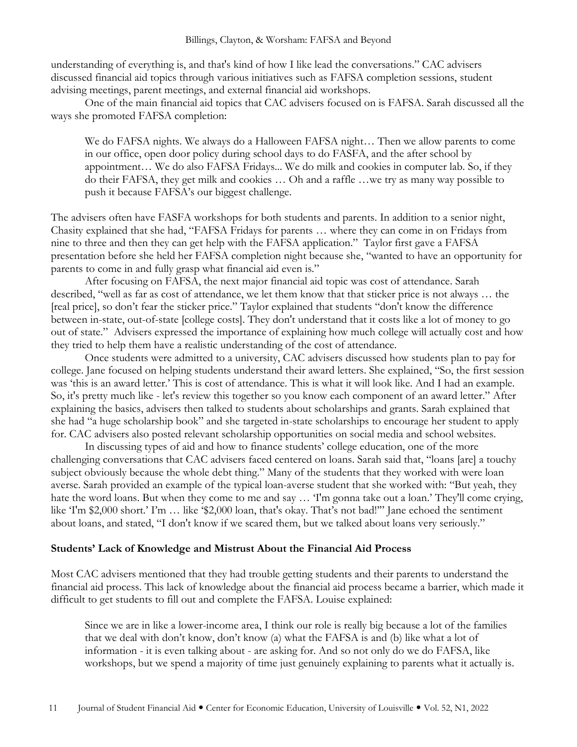understanding of everything is, and that's kind of how I like lead the conversations." CAC advisers discussed financial aid topics through various initiatives such as FAFSA completion sessions, student advising meetings, parent meetings, and external financial aid workshops.

One of the main financial aid topics that CAC advisers focused on is FAFSA. Sarah discussed all the ways she promoted FAFSA completion:

> We do FAFSA nights. We always do a Halloween FAFSA night… Then we allow parents to come in our office, open door policy during school days to do FASFA, and the after school by appointment… We do also FAFSA Fridays... We do milk and cookies in computer lab. So, if they do their FAFSA, they get milk and cookies … Oh and a raffle …we try as many way possible to push it because FAFSA's our biggest challenge.

The advisers often have FASFA workshops for both students and parents. In addition to a senior night, Chasity explained that she had, "FAFSA Fridays for parents … where they can come in on Fridays from nine to three and then they can get help with the FAFSA application." Taylor first gave a FAFSA presentation before she held her FAFSA completion night because she, "wanted to have an opportunity for parents to come in and fully grasp what financial aid even is."

After focusing on FAFSA, the next major financial aid topic was cost of attendance. Sarah described, "well as far as cost of attendance, we let them know that that sticker price is not always … the [real price], so don't fear the sticker price." Taylor explained that students "don't know the difference between in-state, out-of-state [college costs]. They don't understand that it costs like a lot of money to go out of state." Advisers expressed the importance of explaining how much college will actually cost and how they tried to help them have a realistic understanding of the cost of attendance.

Once students were admitted to a university, CAC advisers discussed how students plan to pay for college. Jane focused on helping students understand their award letters. She explained, "So, the first session was 'this is an award letter.' This is cost of attendance. This is what it will look like. And I had an example. So, it's pretty much like - let's review this together so you know each component of an award letter." After explaining the basics, advisers then talked to students about scholarships and grants. Sarah explained that she had "a huge scholarship book" and she targeted in-state scholarships to encourage her student to apply for. CAC advisers also posted relevant scholarship opportunities on social media and school websites.

In discussing types of aid and how to finance students' college education, one of the more challenging conversations that CAC advisers faced centered on loans. Sarah said that, "loans [are] a touchy subject obviously because the whole debt thing." Many of the students that they worked with were loan averse. Sarah provided an example of the typical loan-averse student that she worked with: "But yeah, they hate the word loans. But when they come to me and say … 'I'm gonna take out a loan.' They'll come crying, like 'I'm $2,000 short.' I'm … like '$2,000 loan, that's okay. That's not bad!'" Jane echoed the sentiment about loans, and stated, "I don't know if we scared them, but we talked about loans very seriously."

### Students' Lack of Knowledge and Mistrust About the Financial Aid Process

Most CAC advisers mentioned that they had trouble getting students and their parents to understand the financial aid process. This lack of knowledge about the financial aid process became a barrier, which made it difficult to get students to fill out and complete the FAFSA. Louise explained:

> Since we are in like a lower-income area, I think our role is really big because a lot of the families that we deal with don't know, don't know (a) what the FAFSA is and (b) like what a lot of information - it is even talking about - are asking for. And so not only do we do FAFSA, like workshops, but we spend a majority of time just genuinely explaining to parents what it actually is.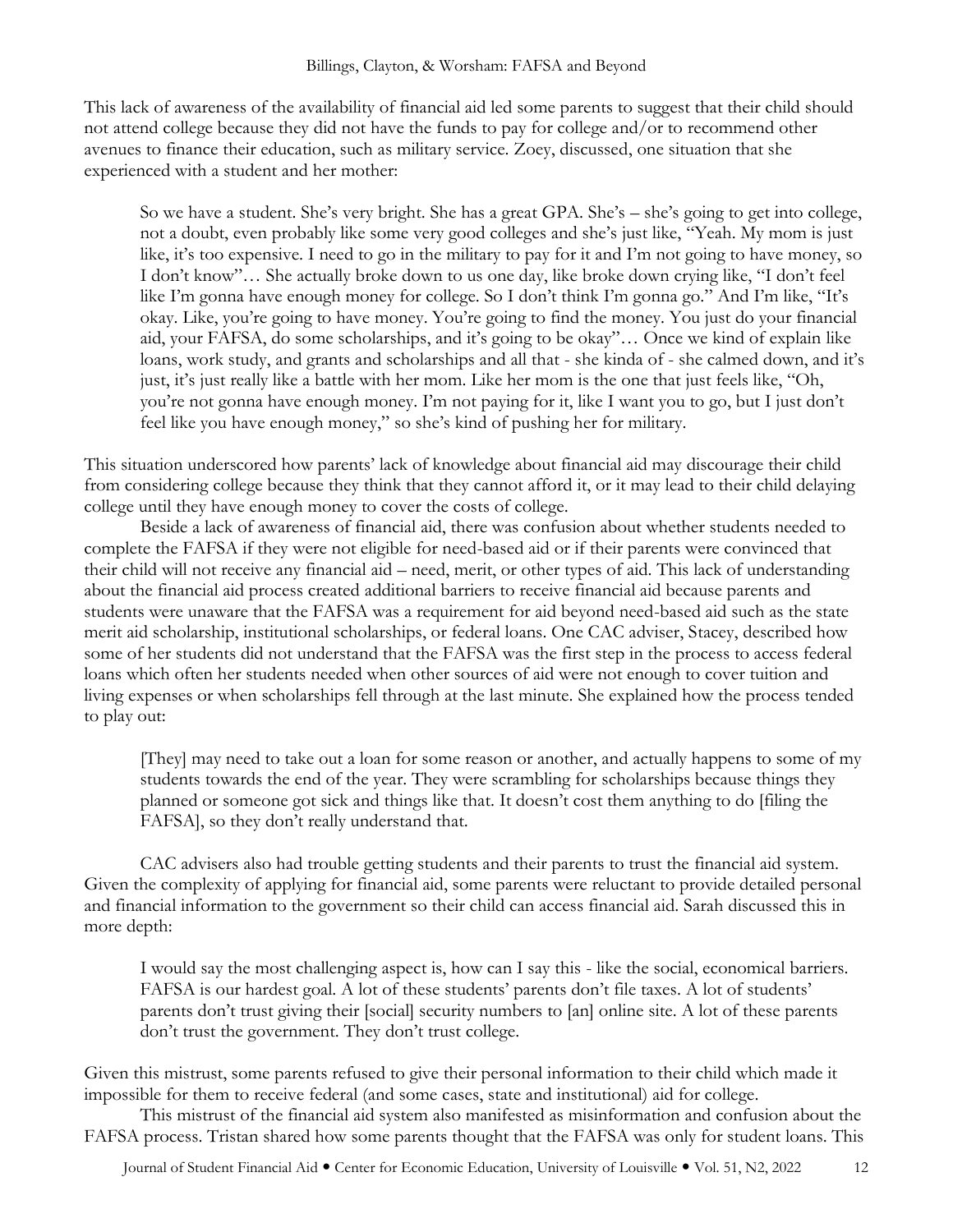This lack of awareness of the availability of financial aid led some parents to suggest that their child should not attend college because they did not have the funds to pay for college and/or to recommend other avenues to finance their education, such as military service. Zoey, discussed, one situation that she experienced with a student and her mother:

> So we have a student. She's very bright. She has a great GPA. She's – she's going to get into college, not a doubt, even probably like some very good colleges and she's just like, "Yeah. My mom is just like, it's too expensive. I need to go in the military to pay for it and I'm not going to have money, so I don't know"… She actually broke down to us one day, like broke down crying like, "I don't feel like I'm gonna have enough money for college. So I don't think I'm gonna go." And I'm like, "It's okay. Like, you're going to have money. You're going to find the money. You just do your financial aid, your FAFSA, do some scholarships, and it's going to be okay"… Once we kind of explain like loans, work study, and grants and scholarships and all that - she kinda of - she calmed down, and it's just, it's just really like a battle with her mom. Like her mom is the one that just feels like, "Oh, you're not gonna have enough money. I'm not paying for it, like I want you to go, but I just don't feel like you have enough money," so she's kind of pushing her for military.

This situation underscored how parents' lack of knowledge about financial aid may discourage their child from considering college because they think that they cannot afford it, or it may lead to their child delaying college until they have enough money to cover the costs of college.

Beside a lack of awareness of financial aid, there was confusion about whether students needed to complete the FAFSA if they were not eligible for need-based aid or if their parents were convinced that their child will not receive any financial aid – need, merit, or other types of aid. This lack of understanding about the financial aid process created additional barriers to receive financial aid because parents and students were unaware that the FAFSA was a requirement for aid beyond need-based aid such as the state merit aid scholarship, institutional scholarships, or federal loans. One CAC adviser, Stacey, described how some of her students did not understand that the FAFSA was the first step in the process to access federal loans which often her students needed when other sources of aid were not enough to cover tuition and living expenses or when scholarships fell through at the last minute. She explained how the process tended to play out:

> [They] may need to take out a loan for some reason or another, and actually happens to some of my students towards the end of the year. They were scrambling for scholarships because things they planned or someone got sick and things like that. It doesn't cost them anything to do [filing the FAFSA], so they don't really understand that.

CAC advisers also had trouble getting students and their parents to trust the financial aid system. Given the complexity of applying for financial aid, some parents were reluctant to provide detailed personal and financial information to the government so their child can access financial aid. Sarah discussed this in more depth:

> I would say the most challenging aspect is, how can I say this - like the social, economical barriers. FAFSA is our hardest goal. A lot of these students' parents don't file taxes. A lot of students' parents don't trust giving their [social] security numbers to [an] online site. A lot of these parents don't trust the government. They don't trust college.

Given this mistrust, some parents refused to give their personal information to their child which made it impossible for them to receive federal (and some cases, state and institutional) aid for college.

This mistrust of the financial aid system also manifested as misinformation and confusion about the FAFSA process. Tristan shared how some parents thought that the FAFSA was only for student loans. This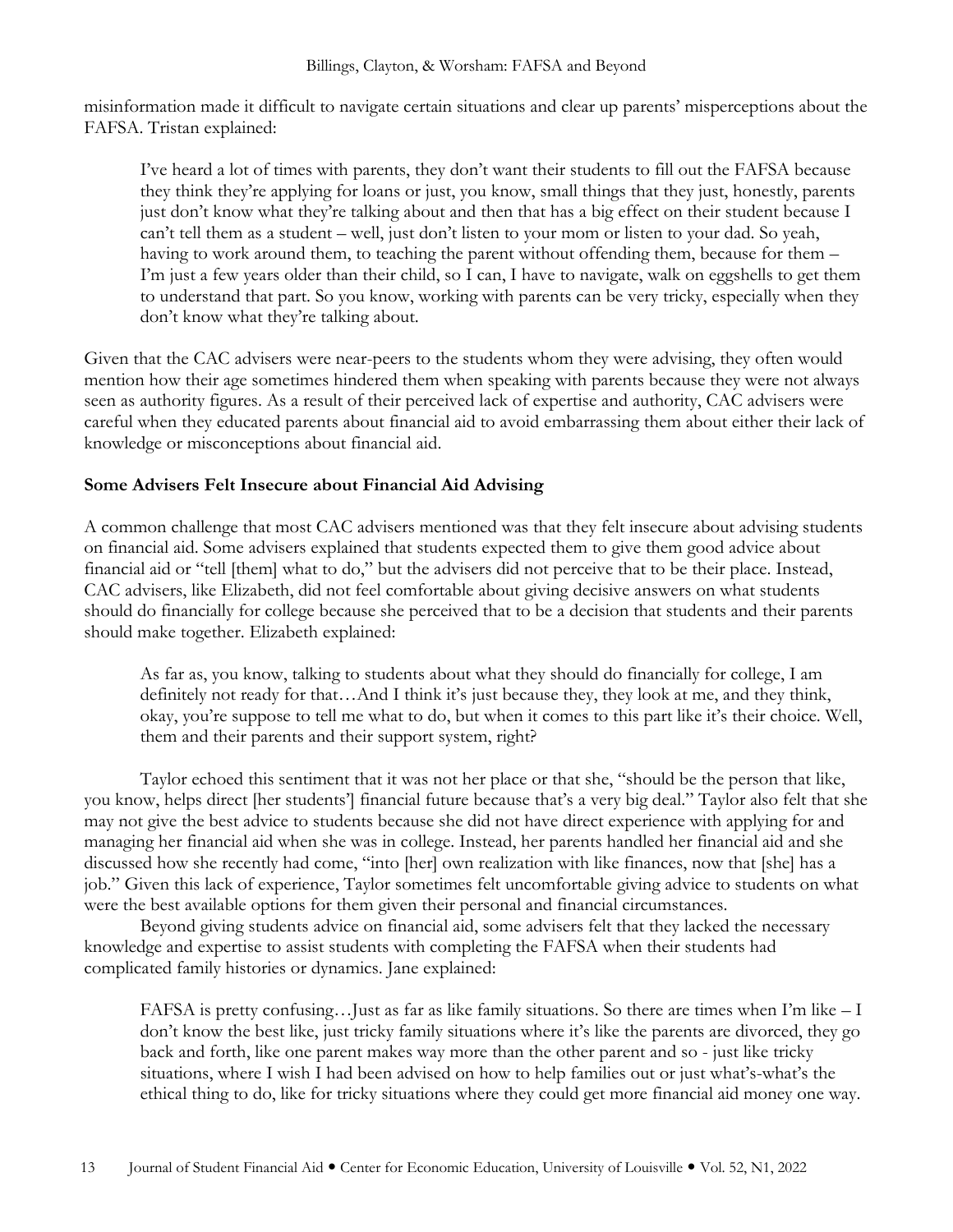misinformation made it difficult to navigate certain situations and clear up parents' misperceptions about the FAFSA. Tristan explained:

> I've heard a lot of times with parents, they don't want their students to fill out the FAFSA because they think they're applying for loans or just, you know, small things that they just, honestly, parents just don't know what they're talking about and then that has a big effect on their student because I can't tell them as a student – well, just don't listen to your mom or listen to your dad. So yeah, having to work around them, to teaching the parent without offending them, because for them – I'm just a few years older than their child, so I can, I have to navigate, walk on eggshells to get them to understand that part. So you know, working with parents can be very tricky, especially when they don't know what they're talking about.

Given that the CAC advisers were near-peers to the students whom they were advising, they often would mention how their age sometimes hindered them when speaking with parents because they were not always seen as authority figures. As a result of their perceived lack of expertise and authority, CAC advisers were careful when they educated parents about financial aid to avoid embarrassing them about either their lack of knowledge or misconceptions about financial aid.

**Some Advisers Felt Insecure about Financial Aid Advising**

A common challenge that most CAC advisers mentioned was that they felt insecure about advising students on financial aid. Some advisers explained that students expected them to give them good advice about financial aid or "tell [them] what to do," but the advisers did not perceive that to be their place. Instead, CAC advisers, like Elizabeth, did not feel comfortable about giving decisive answers on what students should do financially for college because she perceived that to be a decision that students and their parents should make together. Elizabeth explained:

> As far as, you know, talking to students about what they should do financially for college, I am definitely not ready for that…And I think it's just because they, they look at me, and they think, okay, you're suppose to tell me what to do, but when it comes to this part like it's their choice. Well, them and their parents and their support system, right?

Taylor echoed this sentiment that it was not her place or that she, "should be the person that like, you know, helps direct [her students'] financial future because that's a very big deal." Taylor also felt that she may not give the best advice to students because she did not have direct experience with applying for and managing her financial aid when she was in college. Instead, her parents handled her financial aid and she discussed how she recently had come, "into [her] own realization with like finances, now that [she] has a job." Given this lack of experience, Taylor sometimes felt uncomfortable giving advice to students on what were the best available options for them given their personal and financial circumstances.

Beyond giving students advice on financial aid, some advisers felt that they lacked the necessary knowledge and expertise to assist students with completing the FAFSA when their students had complicated family histories or dynamics. Jane explained:

> FAFSA is pretty confusing…Just as far as like family situations. So there are times when I'm like – I don't know the best like, just tricky family situations where it's like the parents are divorced, they go back and forth, like one parent makes way more than the other parent and so - just like tricky situations, where I wish I had been advised on how to help families out or just what's-what's the ethical thing to do, like for tricky situations where they could get more financial aid money one way.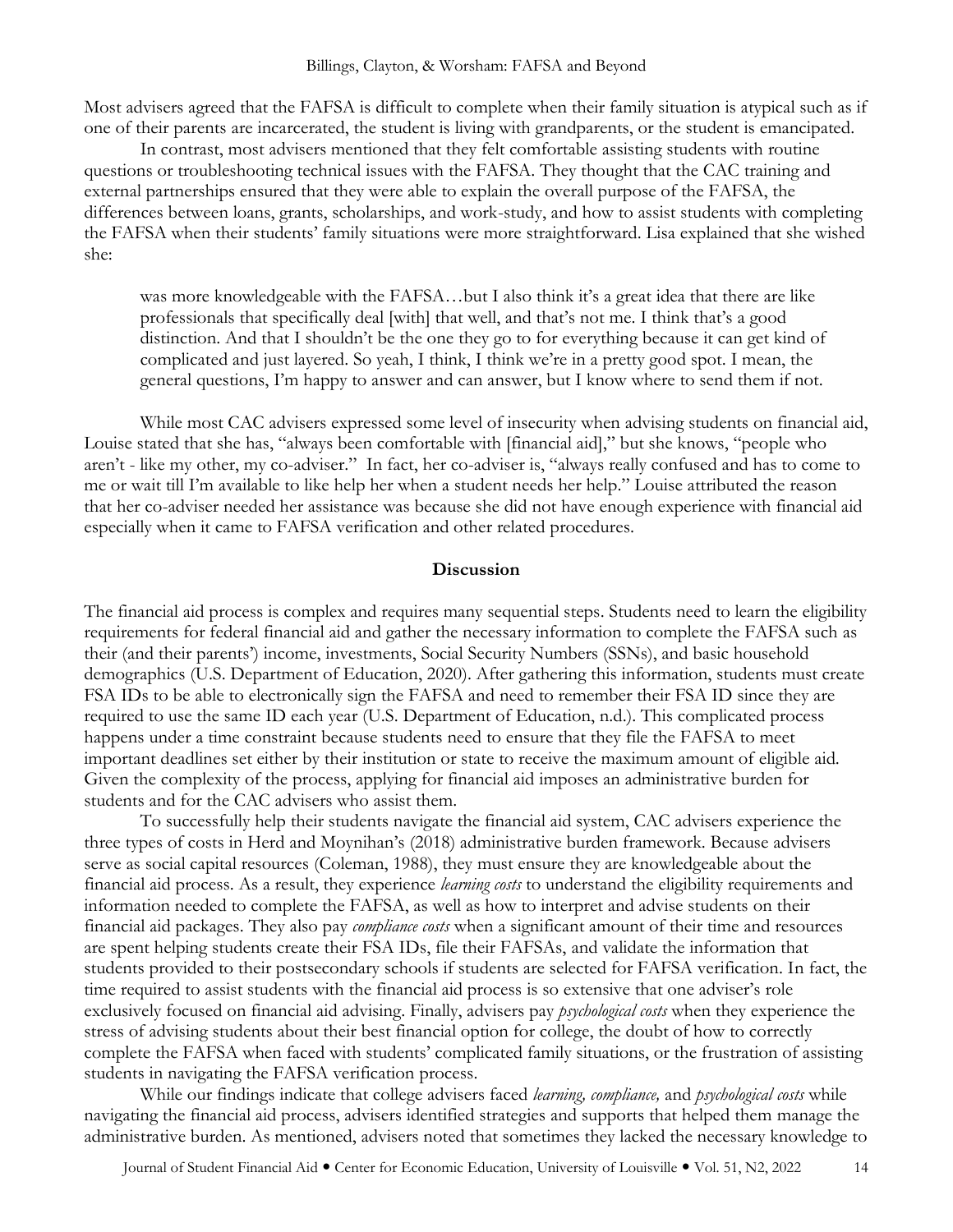Most advisers agreed that the FAFSA is difficult to complete when their family situation is atypical such as if one of their parents are incarcerated, the student is living with grandparents, or the student is emancipated.

In contrast, most advisers mentioned that they felt comfortable assisting students with routine questions or troubleshooting technical issues with the FAFSA. They thought that the CAC training and external partnerships ensured that they were able to explain the overall purpose of the FAFSA, the differences between loans, grants, scholarships, and work-study, and how to assist students with completing the FAFSA when their students' family situations were more straightforward. Lisa explained that she wished she:

> was more knowledgeable with the FAFSA…but I also think it's a great idea that there are like professionals that specifically deal [with] that well, and that's not me. I think that's a good distinction. And that I shouldn't be the one they go to for everything because it can get kind of complicated and just layered. So yeah, I think, I think we're in a pretty good spot. I mean, the general questions, I'm happy to answer and can answer, but I know where to send them if not.

While most CAC advisers expressed some level of insecurity when advising students on financial aid, Louise stated that she has, "always been comfortable with [financial aid]," but she knows, "people who aren't - like my other, my co-adviser." In fact, her co-adviser is, "always really confused and has to come to me or wait till I'm available to like help her when a student needs her help." Louise attributed the reason that her co-adviser needed her assistance was because she did not have enough experience with financial aid especially when it came to FAFSA verification and other related procedures.

## Discussion

The financial aid process is complex and requires many sequential steps. Students need to learn the eligibility requirements for federal financial aid and gather the necessary information to complete the FAFSA such as their (and their parents') income, investments, Social Security Numbers (SSNs), and basic household demographics (U.S. Department of Education, 2020). After gathering this information, students must create FSA IDs to be able to electronically sign the FAFSA and need to remember their FSA ID since they are required to use the same ID each year (U.S. Department of Education, n.d.). This complicated process happens under a time constraint because students need to ensure that they file the FAFSA to meet important deadlines set either by their institution or state to receive the maximum amount of eligible aid. Given the complexity of the process, applying for financial aid imposes an administrative burden for students and for the CAC advisers who assist them.

To successfully help their students navigate the financial aid system, CAC advisers experience the three types of costs in Herd and Moynihan's (2018) administrative burden framework. Because advisers serve as social capital resources (Coleman, 1988), they must ensure they are knowledgeable about the financial aid process. As a result, they experience *learning costs* to understand the eligibility requirements and information needed to complete the FAFSA, as well as how to interpret and advise students on their financial aid packages. They also pay *compliance costs* when a significant amount of their time and resources are spent helping students create their FSA IDs, file their FAFSAs, and validate the information that students provided to their postsecondary schools if students are selected for FAFSA verification. In fact, the time required to assist students with the financial aid process is so extensive that one adviser's role exclusively focused on financial aid advising. Finally, advisers pay *psychological costs* when they experience the stress of advising students about their best financial option for college, the doubt of how to correctly complete the FAFSA when faced with students' complicated family situations, or the frustration of assisting students in navigating the FAFSA verification process.

While our findings indicate that college advisers faced *learning, compliance,* and *psychological costs* while navigating the financial aid process, advisers identified strategies and supports that helped them manage the administrative burden. As mentioned, advisers noted that sometimes they lacked the necessary knowledge to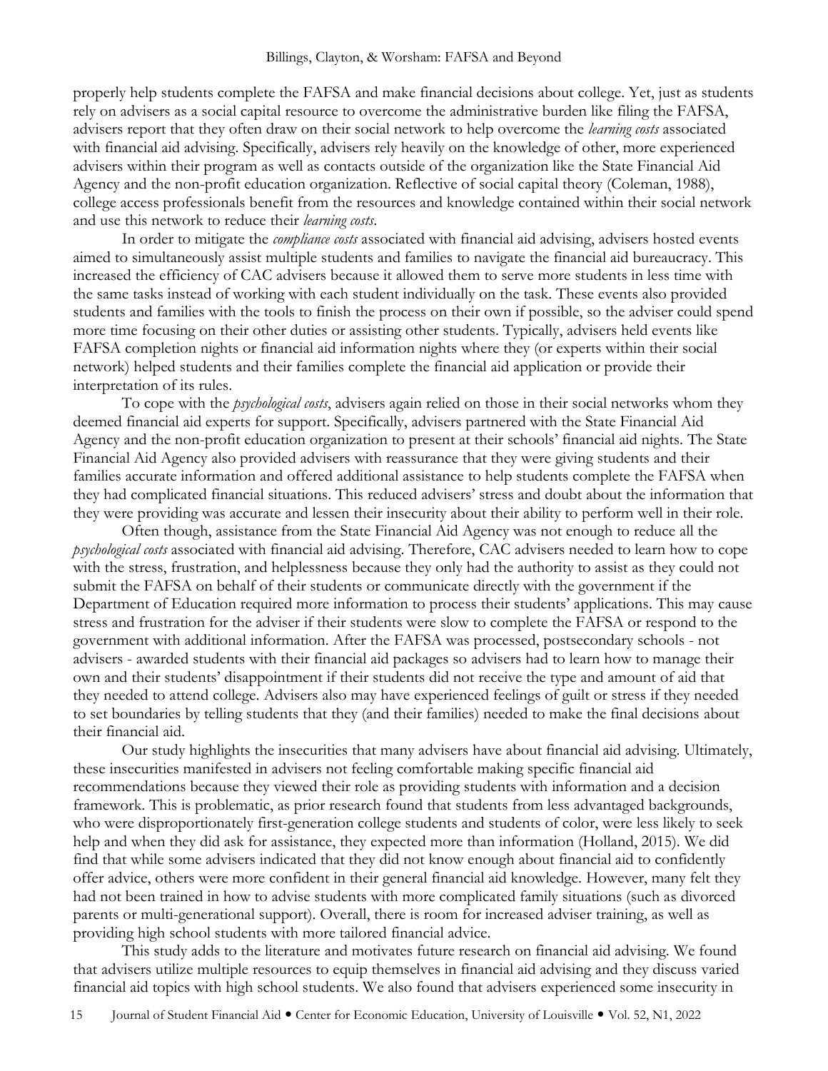properly help students complete the FAFSA and make financial decisions about college. Yet, just as students rely on advisers as a social capital resource to overcome the administrative burden like filing the FAFSA, advisers report that they often draw on their social network to help overcome the *learning costs* associated with financial aid advising. Specifically, advisers rely heavily on the knowledge of other, more experienced advisers within their program as well as contacts outside of the organization like the State Financial Aid Agency and the non-profit education organization. Reflective of social capital theory (Coleman, 1988), college access professionals benefit from the resources and knowledge contained within their social network and use this network to reduce their *learning costs*.

In order to mitigate the *compliance costs* associated with financial aid advising, advisers hosted events aimed to simultaneously assist multiple students and families to navigate the financial aid bureaucracy. This increased the efficiency of CAC advisers because it allowed them to serve more students in less time with the same tasks instead of working with each student individually on the task. These events also provided students and families with the tools to finish the process on their own if possible, so the adviser could spend more time focusing on their other duties or assisting other students. Typically, advisers held events like FAFSA completion nights or financial aid information nights where they (or experts within their social network) helped students and their families complete the financial aid application or provide their interpretation of its rules.

To cope with the *psychological costs*, advisers again relied on those in their social networks whom they deemed financial aid experts for support. Specifically, advisers partnered with the State Financial Aid Agency and the non-profit education organization to present at their schools' financial aid nights. The State Financial Aid Agency also provided advisers with reassurance that they were giving students and their families accurate information and offered additional assistance to help students complete the FAFSA when they had complicated financial situations. This reduced advisers' stress and doubt about the information that they were providing was accurate and lessen their insecurity about their ability to perform well in their role.

Often though, assistance from the State Financial Aid Agency was not enough to reduce all the *psychological costs* associated with financial aid advising. Therefore, CAC advisers needed to learn how to cope with the stress, frustration, and helplessness because they only had the authority to assist as they could not submit the FAFSA on behalf of their students or communicate directly with the government if the Department of Education required more information to process their students' applications. This may cause stress and frustration for the adviser if their students were slow to complete the FAFSA or respond to the government with additional information. After the FAFSA was processed, postsecondary schools - not advisers - awarded students with their financial aid packages so advisers had to learn how to manage their own and their students' disappointment if their students did not receive the type and amount of aid that they needed to attend college. Advisers also may have experienced feelings of guilt or stress if they needed to set boundaries by telling students that they (and their families) needed to make the final decisions about their financial aid.

Our study highlights the insecurities that many advisers have about financial aid advising. Ultimately, these insecurities manifested in advisers not feeling comfortable making specific financial aid recommendations because they viewed their role as providing students with information and a decision framework. This is problematic, as prior research found that students from less advantaged backgrounds, who were disproportionately first-generation college students and students of color, were less likely to seek help and when they did ask for assistance, they expected more than information (Holland, 2015). We did find that while some advisers indicated that they did not know enough about financial aid to confidently offer advice, others were more confident in their general financial aid knowledge. However, many felt they had not been trained in how to advise students with more complicated family situations (such as divorced parents or multi-generational support). Overall, there is room for increased adviser training, as well as providing high school students with more tailored financial advice.

This study adds to the literature and motivates future research on financial aid advising. We found that advisers utilize multiple resources to equip themselves in financial aid advising and they discuss varied financial aid topics with high school students. We also found that advisers experienced some insecurity in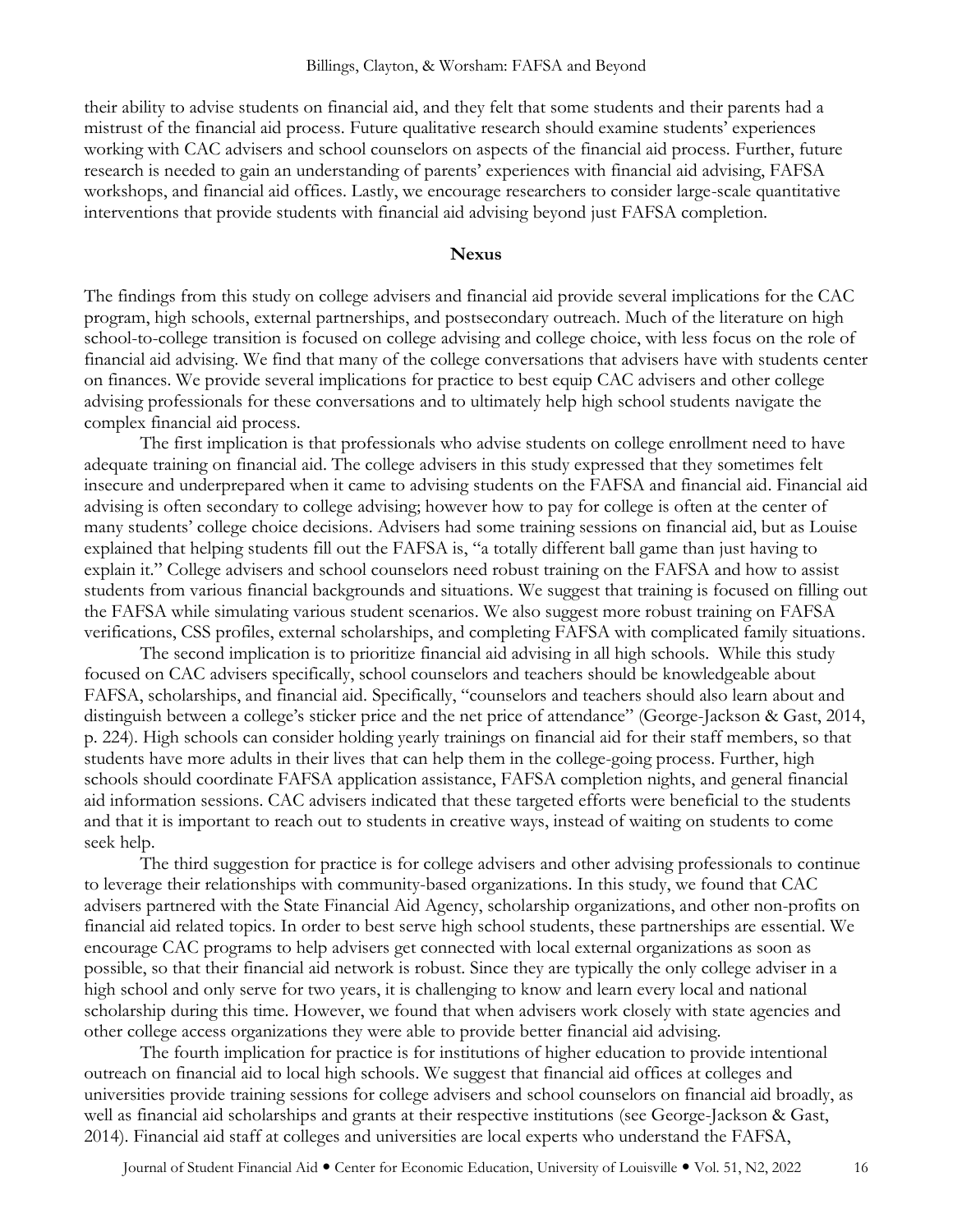their ability to advise students on financial aid, and they felt that some students and their parents had a mistrust of the financial aid process. Future qualitative research should examine students' experiences working with CAC advisers and school counselors on aspects of the financial aid process. Further, future research is needed to gain an understanding of parents' experiences with financial aid advising, FAFSA workshops, and financial aid offices. Lastly, we encourage researchers to consider large-scale quantitative interventions that provide students with financial aid advising beyond just FAFSA completion.

## Nexus

The findings from this study on college advisers and financial aid provide several implications for the CAC program, high schools, external partnerships, and postsecondary outreach. Much of the literature on high school-to-college transition is focused on college advising and college choice, with less focus on the role of financial aid advising. We find that many of the college conversations that advisers have with students center on finances. We provide several implications for practice to best equip CAC advisers and other college advising professionals for these conversations and to ultimately help high school students navigate the complex financial aid process.

The first implication is that professionals who advise students on college enrollment need to have adequate training on financial aid. The college advisers in this study expressed that they sometimes felt insecure and underprepared when it came to advising students on the FAFSA and financial aid. Financial aid advising is often secondary to college advising; however how to pay for college is often at the center of many students' college choice decisions. Advisers had some training sessions on financial aid, but as Louise explained that helping students fill out the FAFSA is, "a totally different ball game than just having to explain it." College advisers and school counselors need robust training on the FAFSA and how to assist students from various financial backgrounds and situations. We suggest that training is focused on filling out the FAFSA while simulating various student scenarios. We also suggest more robust training on FAFSA verifications, CSS profiles, external scholarships, and completing FAFSA with complicated family situations.

The second implication is to prioritize financial aid advising in all high schools. While this study focused on CAC advisers specifically, school counselors and teachers should be knowledgeable about FAFSA, scholarships, and financial aid. Specifically, "counselors and teachers should also learn about and distinguish between a college's sticker price and the net price of attendance" (George-Jackson & Gast, 2014, p. 224). High schools can consider holding yearly trainings on financial aid for their staff members, so that students have more adults in their lives that can help them in the college-going process. Further, high schools should coordinate FAFSA application assistance, FAFSA completion nights, and general financial aid information sessions. CAC advisers indicated that these targeted efforts were beneficial to the students and that it is important to reach out to students in creative ways, instead of waiting on students to come seek help.

The third suggestion for practice is for college advisers and other advising professionals to continue to leverage their relationships with community-based organizations. In this study, we found that CAC advisers partnered with the State Financial Aid Agency, scholarship organizations, and other non-profits on financial aid related topics. In order to best serve high school students, these partnerships are essential. We encourage CAC programs to help advisers get connected with local external organizations as soon as possible, so that their financial aid network is robust. Since they are typically the only college adviser in a high school and only serve for two years, it is challenging to know and learn every local and national scholarship during this time. However, we found that when advisers work closely with state agencies and other college access organizations they were able to provide better financial aid advising.

The fourth implication for practice is for institutions of higher education to provide intentional outreach on financial aid to local high schools. We suggest that financial aid offices at colleges and universities provide training sessions for college advisers and school counselors on financial aid broadly, as well as financial aid scholarships and grants at their respective institutions (see George-Jackson & Gast, 2014). Financial aid staff at colleges and universities are local experts who understand the FAFSA,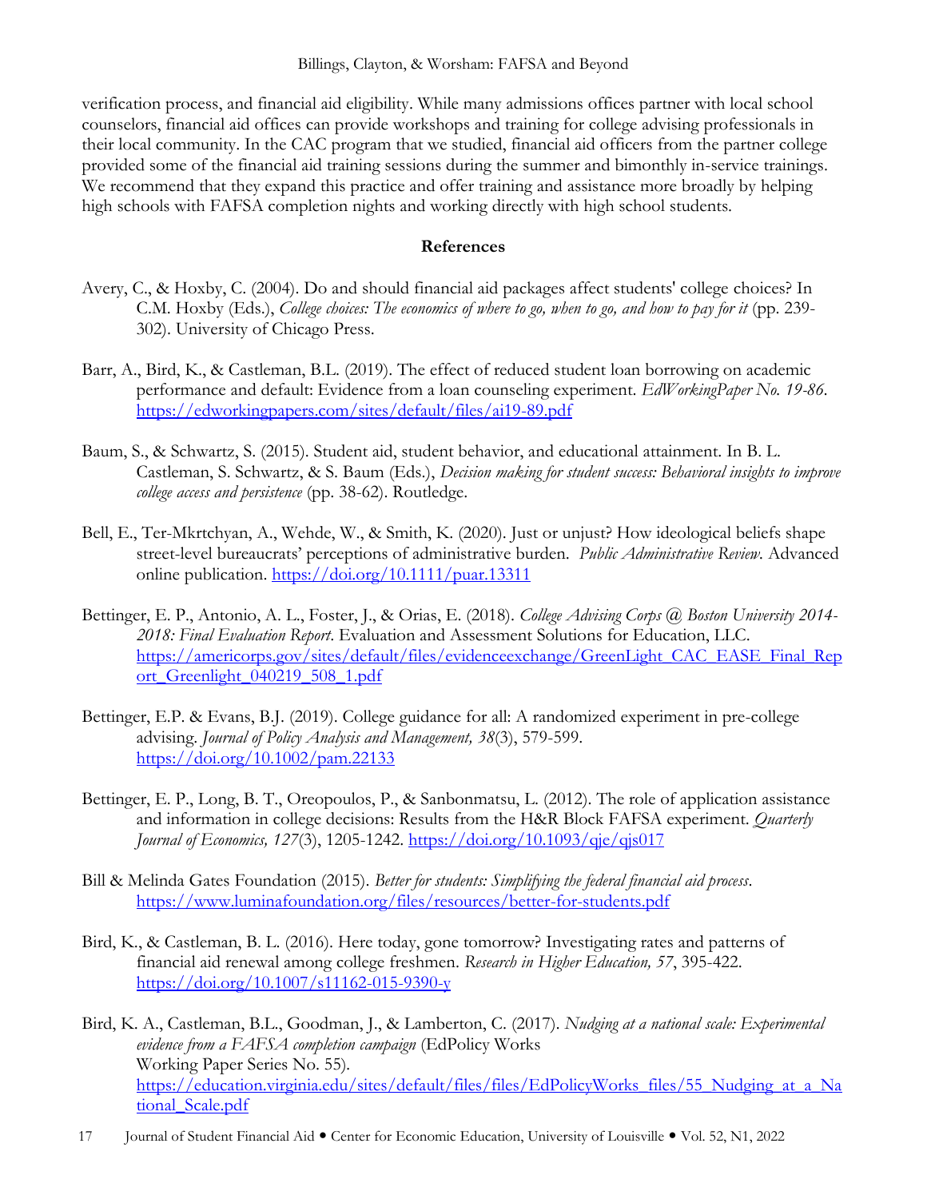verification process, and financial aid eligibility. While many admissions offices partner with local school counselors, financial aid offices can provide workshops and training for college advising professionals in their local community. In the CAC program that we studied, financial aid officers from the partner college provided some of the financial aid training sessions during the summer and bimonthly in-service trainings. We recommend that they expand this practice and offer training and assistance more broadly by helping high schools with FAFSA completion nights and working directly with high school students.

## References

Avery, C., & Hoxby, C. (2004). Do and should financial aid packages affect students' college choices? In C.M. Hoxby (Eds.), *College choices: The economics of where to go, when to go, and how to pay for it* (pp. 239-302). University of Chicago Press.

Barr, A., Bird, K., & Castleman, B.L. (2019). The effect of reduced student loan borrowing on academic performance and default: Evidence from a loan counseling experiment. *EdWorkingPaper No. 19-86*. https://edworkingpapers.com/sites/default/files/ai19-89.pdf

Baum, S., & Schwartz, S. (2015). Student aid, student behavior, and educational attainment. In B. L. Castleman, S. Schwartz, & S. Baum (Eds.), *Decision making for student success: Behavioral insights to improve college access and persistence* (pp. 38-62). Routledge.

Bell, E., Ter-Mkrtchyan, A., Wehde, W., & Smith, K. (2020). Just or unjust? How ideological beliefs shape street-level bureaucrats' perceptions of administrative burden. *Public Administrative Review*. Advanced online publication. https://doi.org/10.1111/puar.13311

Bettinger, E. P., Antonio, A. L., Foster, J., & Orias, E. (2018). *College Advising Corps @ Boston University 2014-2018: Final Evaluation Report*. Evaluation and Assessment Solutions for Education, LLC. https://americorps.gov/sites/default/files/evidenceexchange/GreenLight_CAC_EASE_Final_Report_Greenlight_040219_508_1.pdf

Bettinger, E.P. & Evans, B.J. (2019). College guidance for all: A randomized experiment in pre-college advising. *Journal of Policy Analysis and Management, 38*(3), 579-599. https://doi.org/10.1002/pam.22133

Bettinger, E. P., Long, B. T., Oreopoulos, P., & Sanbonmatsu, L. (2012). The role of application assistance and information in college decisions: Results from the H&R Block FAFSA experiment. *Quarterly Journal of Economics, 127*(3), 1205-1242. https://doi.org/10.1093/qje/qjs017

Bill & Melinda Gates Foundation (2015). *Better for students: Simplifying the federal financial aid process*. https://www.luminafoundation.org/files/resources/better-for-students.pdf

Bird, K., & Castleman, B. L. (2016). Here today, gone tomorrow? Investigating rates and patterns of financial aid renewal among college freshmen. *Research in Higher Education, 57*, 395-422. https://doi.org/10.1007/s11162-015-9390-y

Bird, K. A., Castleman, B.L., Goodman, J., & Lamberton, C. (2017). *Nudging at a national scale: Experimental evidence from a FAFSA completion campaign* (EdPolicy Works Working Paper Series No. 55). https://education.virginia.edu/sites/default/files/files/EdPolicyWorks_files/55_Nudging_at_a_National_Scale.pdf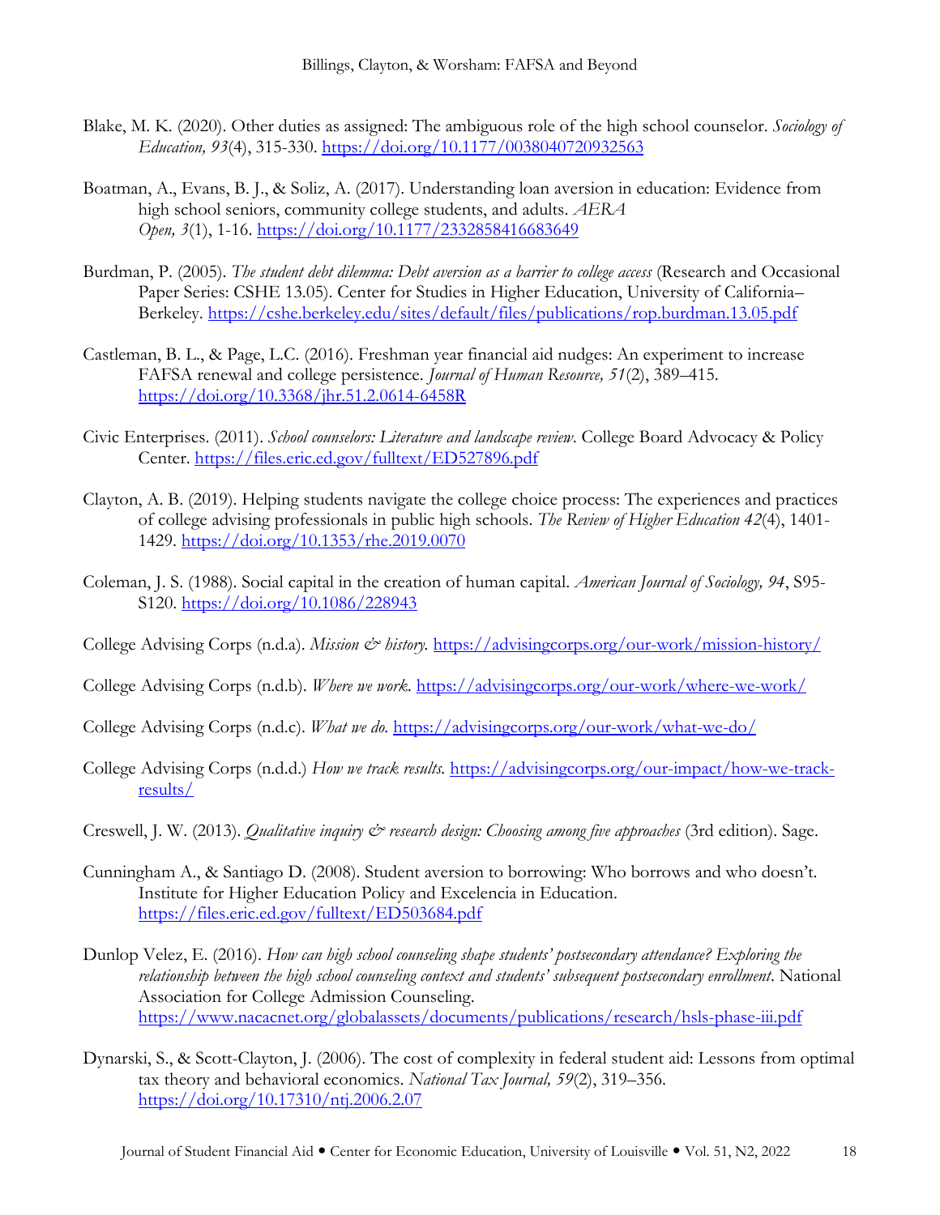Blake, M. K. (2020). Other duties as assigned: The ambiguous role of the high school counselor. *Sociology of Education, 93*(4), 315-330. https://doi.org/10.1177/0038040720932563

Boatman, A., Evans, B. J., & Soliz, A. (2017). Understanding loan aversion in education: Evidence from high school seniors, community college students, and adults. *AERA Open, 3*(1), 1-16. https://doi.org/10.1177/2332858416683649

Burdman, P. (2005). *The student debt dilemma: Debt aversion as a barrier to college access* (Research and Occasional Paper Series: CSHE 13.05). Center for Studies in Higher Education, University of California–Berkeley. https://cshe.berkeley.edu/sites/default/files/publications/rop.burdman.13.05.pdf

Castleman, B. L., & Page, L.C. (2016). Freshman year financial aid nudges: An experiment to increase FAFSA renewal and college persistence. *Journal of Human Resource, 51*(2), 389–415. https://doi.org/10.3368/jhr.51.2.0614-6458R

Civic Enterprises. (2011). *School counselors: Literature and landscape review*. College Board Advocacy & Policy Center. https://files.eric.ed.gov/fulltext/ED527896.pdf

Clayton, A. B. (2019). Helping students navigate the college choice process: The experiences and practices of college advising professionals in public high schools. *The Review of Higher Education 42*(4), 1401-1429. https://doi.org/10.1353/rhe.2019.0070

Coleman, J. S. (1988). Social capital in the creation of human capital. *American Journal of Sociology, 94*, S95-S120. https://doi.org/10.1086/228943

College Advising Corps (n.d.a). *Mission & history.* https://advisingcorps.org/our-work/mission-history/

College Advising Corps (n.d.b). *Where we work.* https://advisingcorps.org/our-work/where-we-work/

College Advising Corps (n.d.c). *What we do.* https://advisingcorps.org/our-work/what-we-do/

College Advising Corps (n.d.d.) *How we track results.* https://advisingcorps.org/our-impact/how-we-track-results/

Creswell, J. W. (2013). *Qualitative inquiry & research design: Choosing among five approaches* (3rd edition). Sage.

Cunningham A., & Santiago D. (2008). Student aversion to borrowing: Who borrows and who doesn't. Institute for Higher Education Policy and Excelencia in Education. https://files.eric.ed.gov/fulltext/ED503684.pdf

Dunlop Velez, E. (2016). *How can high school counseling shape students' postsecondary attendance? Exploring the relationship between the high school counseling context and students' subsequent postsecondary enrollment*. National Association for College Admission Counseling. https://www.nacacnet.org/globalassets/documents/publications/research/hsls-phase-iii.pdf

Dynarski, S., & Scott-Clayton, J. (2006). The cost of complexity in federal student aid: Lessons from optimal tax theory and behavioral economics. *National Tax Journal, 59*(2), 319–356. https://doi.org/10.17310/ntj.2006.2.07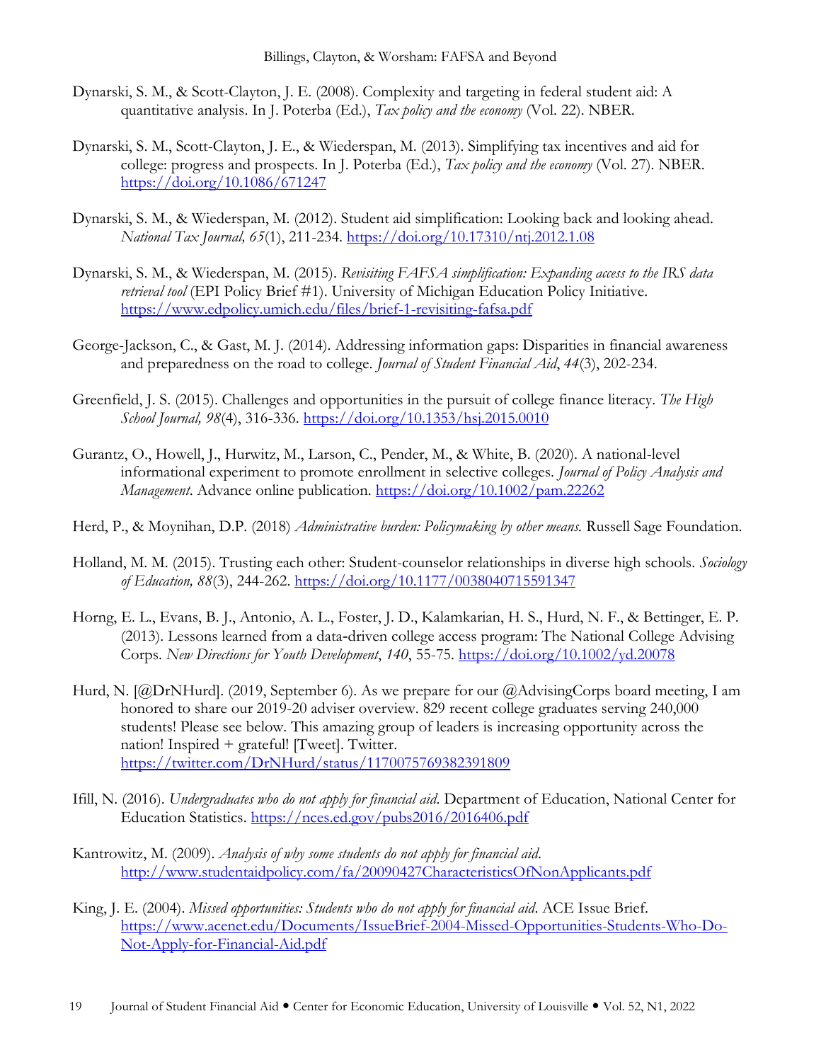Dynarski, S. M., & Scott-Clayton, J. E. (2008). Complexity and targeting in federal student aid: A quantitative analysis. In J. Poterba (Ed.), *Tax policy and the economy* (Vol. 22). NBER.

Dynarski, S. M., Scott-Clayton, J. E., & Wiederspan, M. (2013). Simplifying tax incentives and aid for college: progress and prospects. In J. Poterba (Ed.), *Tax policy and the economy* (Vol. 27). NBER. https://doi.org/10.1086/671247

Dynarski, S. M., & Wiederspan, M. (2012). Student aid simplification: Looking back and looking ahead. *National Tax Journal, 65*(1), 211-234. https://doi.org/10.17310/ntj.2012.1.08

Dynarski, S. M., & Wiederspan, M. (2015). *Revisiting FAFSA simplification: Expanding access to the IRS data retrieval tool* (EPI Policy Brief #1). University of Michigan Education Policy Initiative. https://www.edpolicy.umich.edu/files/brief-1-revisiting-fafsa.pdf

George-Jackson, C., & Gast, M. J. (2014). Addressing information gaps: Disparities in financial awareness and preparedness on the road to college. *Journal of Student Financial Aid*, *44*(3), 202-234.

Greenfield, J. S. (2015). Challenges and opportunities in the pursuit of college finance literacy. *The High School Journal, 98*(4), 316-336. https://doi.org/10.1353/hsj.2015.0010

Gurantz, O., Howell, J., Hurwitz, M., Larson, C., Pender, M., & White, B. (2020). A national-level informational experiment to promote enrollment in selective colleges. *Journal of Policy Analysis and Management*. Advance online publication. https://doi.org/10.1002/pam.22262

Herd, P., & Moynihan, D.P. (2018) *Administrative burden: Policymaking by other means.* Russell Sage Foundation.

Holland, M. M. (2015). Trusting each other: Student-counselor relationships in diverse high schools. *Sociology of Education, 88*(3), 244-262. https://doi.org/10.1177/0038040715591347

Horng, E. L., Evans, B. J., Antonio, A. L., Foster, J. D., Kalamkarian, H. S., Hurd, N. F., & Bettinger, E. P. (2013). Lessons learned from a data-driven college access program: The National College Advising Corps. *New Directions for Youth Development*, *140*, 55-75. https://doi.org/10.1002/yd.20078

Hurd, N. [@DrNHurd]. (2019, September 6). As we prepare for our @AdvisingCorps board meeting, I am honored to share our 2019-20 adviser overview. 829 recent college graduates serving 240,000 students! Please see below. This amazing group of leaders is increasing opportunity across the nation! Inspired + grateful! [Tweet]. Twitter. https://twitter.com/DrNHurd/status/1170075769382391809

Ifill, N. (2016). *Undergraduates who do not apply for financial aid*. Department of Education, National Center for Education Statistics. https://nces.ed.gov/pubs2016/2016406.pdf

Kantrowitz, M. (2009). *Analysis of why some students do not apply for financial aid*. http://www.studentaidpolicy.com/fa/20090427CharacteristicsOfNonApplicants.pdf

King, J. E. (2004). *Missed opportunities: Students who do not apply for financial aid*. ACE Issue Brief. https://www.acenet.edu/Documents/IssueBrief-2004-Missed-Opportunities-Students-Who-Do-Not-Apply-for-Financial-Aid.pdf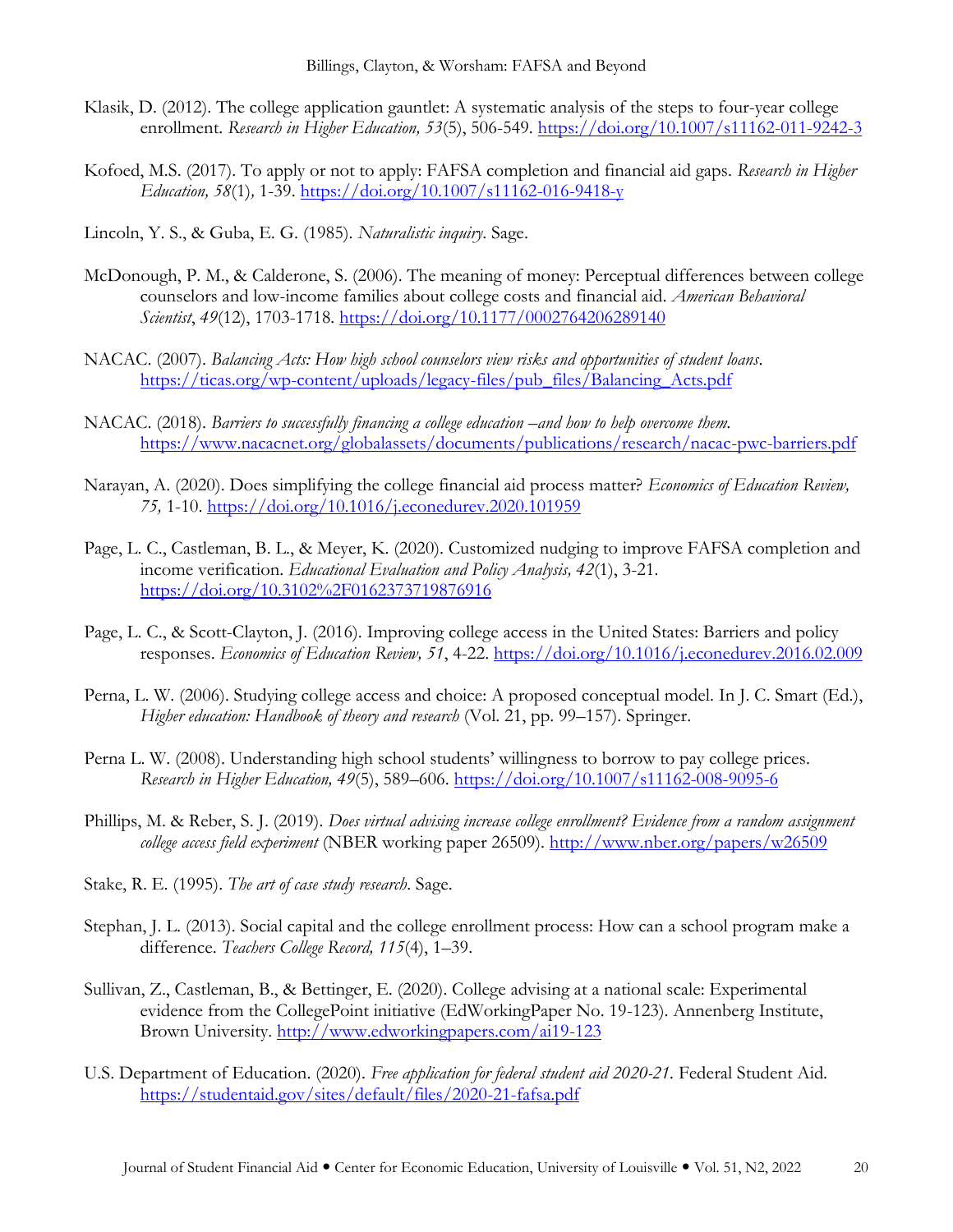Klasik, D. (2012). The college application gauntlet: A systematic analysis of the steps to four-year college enrollment. *Research in Higher Education, 53*(5), 506-549. https://doi.org/10.1007/s11162-011-9242-3

Kofoed, M.S. (2017). To apply or not to apply: FAFSA completion and financial aid gaps. *Research in Higher Education, 58*(1), 1-39. https://doi.org/10.1007/s11162-016-9418-y

Lincoln, Y. S., & Guba, E. G. (1985). *Naturalistic inquiry*. Sage.

McDonough, P. M., & Calderone, S. (2006). The meaning of money: Perceptual differences between college counselors and low-income families about college costs and financial aid. *American Behavioral Scientist*, *49*(12), 1703-1718. https://doi.org/10.1177/0002764206289140

NACAC. (2007). *Balancing Acts: How high school counselors view risks and opportunities of student loans*. https://ticas.org/wp-content/uploads/legacy-files/pub_files/Balancing_Acts.pdf

NACAC. (2018). *Barriers to successfully financing a college education –and how to help overcome them.* https://www.nacacnet.org/globalassets/documents/publications/research/nacac-pwc-barriers.pdf

Narayan, A. (2020). Does simplifying the college financial aid process matter? *Economics of Education Review, 75,* 1-10. https://doi.org/10.1016/j.econedurev.2020.101959

Page, L. C., Castleman, B. L., & Meyer, K. (2020). Customized nudging to improve FAFSA completion and income verification. *Educational Evaluation and Policy Analysis, 42*(1), 3-21. https://doi.org/10.3102%2F0162373719876916

Page, L. C., & Scott-Clayton, J. (2016). Improving college access in the United States: Barriers and policy responses. *Economics of Education Review, 51*, 4-22. https://doi.org/10.1016/j.econedurev.2016.02.009

Perna, L. W. (2006). Studying college access and choice: A proposed conceptual model. In J. C. Smart (Ed.), *Higher education: Handbook of theory and research* (Vol. 21, pp. 99–157). Springer.

Perna L. W. (2008). Understanding high school students' willingness to borrow to pay college prices. *Research in Higher Education, 49*(5), 589–606. https://doi.org/10.1007/s11162-008-9095-6

Phillips, M. & Reber, S. J. (2019). *Does virtual advising increase college enrollment? Evidence from a random assignment college access field experiment* (NBER working paper 26509). http://www.nber.org/papers/w26509

Stake, R. E. (1995). *The art of case study research*. Sage.

Stephan, J. L. (2013). Social capital and the college enrollment process: How can a school program make a difference. *Teachers College Record, 115*(4), 1–39.

Sullivan, Z., Castleman, B., & Bettinger, E. (2020). College advising at a national scale: Experimental evidence from the CollegePoint initiative (EdWorkingPaper No. 19-123). Annenberg Institute, Brown University. http://www.edworkingpapers.com/ai19-123

U.S. Department of Education. (2020). *Free application for federal student aid 2020-21.* Federal Student Aid. https://studentaid.gov/sites/default/files/2020-21-fafsa.pdf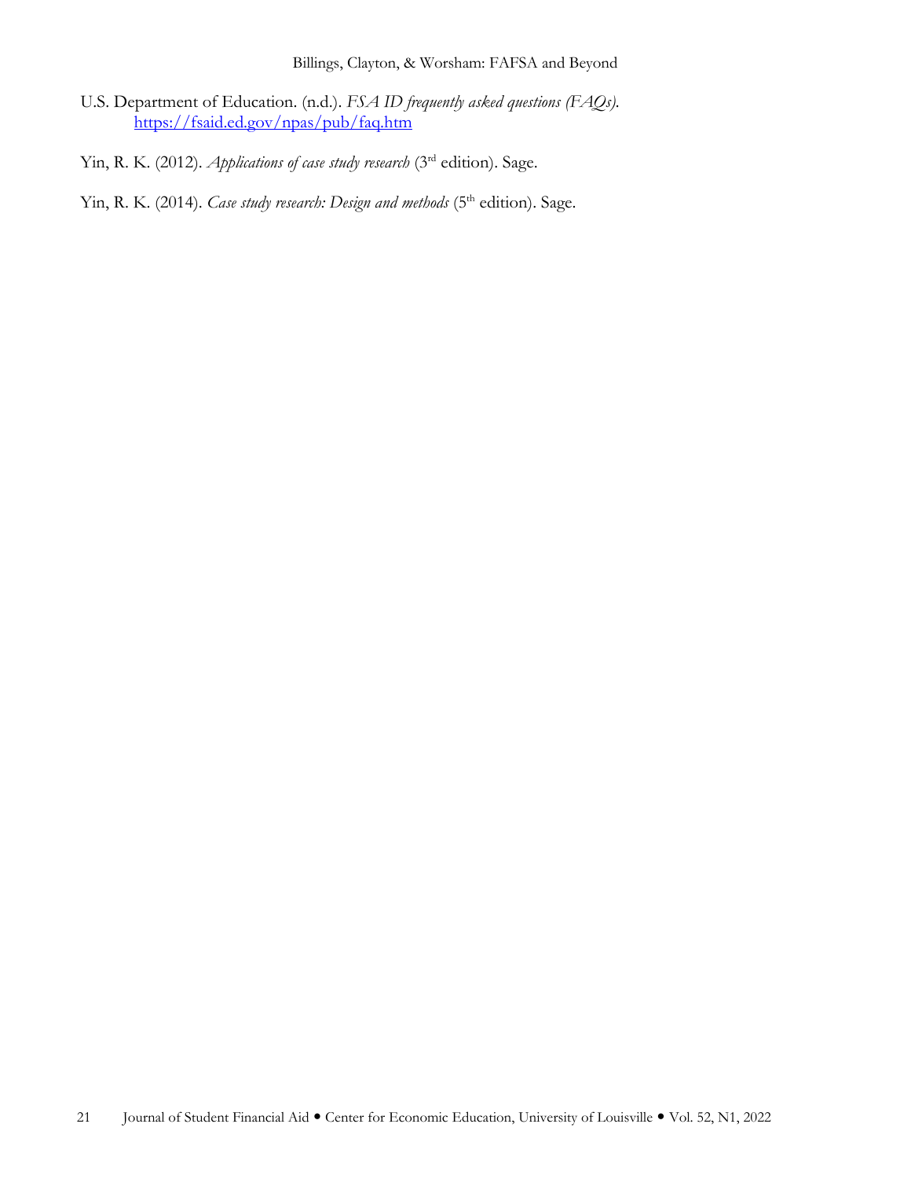U.S. Department of Education. (n.d.). *FSA ID frequently asked questions (FAQs).* https://fsaid.ed.gov/npas/pub/faq.htm

Yin, R. K. (2012). *Applications of case study research* (3rd edition). Sage.

Yin, R. K. (2014). *Case study research: Design and methods* (5th edition). Sage.